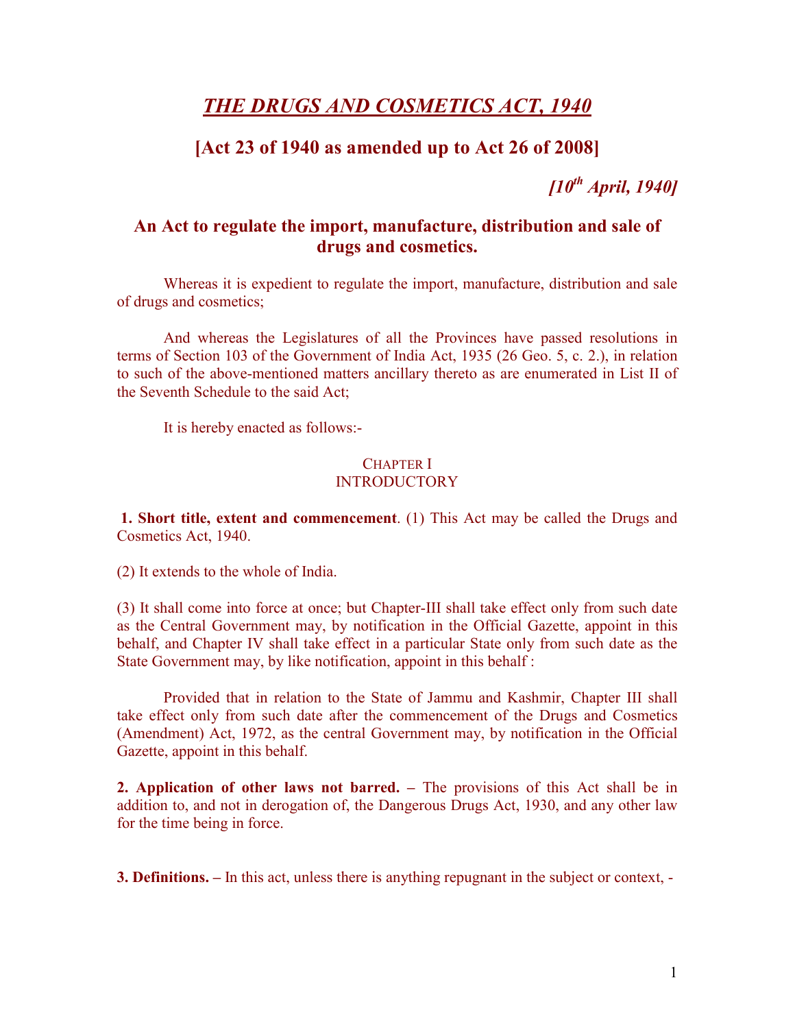# *THE DRUGS AND COSMETICS ACT, 1940*

## [Act 23 of 1940 as amended up to Act 26 of 2008]

*[10th April, 1940]*

## An Act to regulate the import, manufacture, distribution and sale of drugs and cosmetics.

Whereas it is expedient to regulate the import, manufacture, distribution and sale of drugs and cosmetics;

And whereas the Legislatures of all the Provinces have passed resolutions in terms of Section 103 of the Government of India Act, 1935 (26 Geo. 5, c. 2.), in relation to such of the above-mentioned matters ancillary thereto as are enumerated in List II of the Seventh Schedule to the said Act;

It is hereby enacted as follows:-

### CHAPTER I
### INTRODUCTORY

**1. Short title, extent and commencement**. (1) This Act may be called the Drugs and Cosmetics Act, 1940.

(2) It extends to the whole of India.

(3) It shall come into force at once; but Chapter-III shall take effect only from such date as the Central Government may, by notification in the Official Gazette, appoint in this behalf, and Chapter IV shall take effect in a particular State only from such date as the State Government may, by like notification, appoint in this behalf :

Provided that in relation to the State of Jammu and Kashmir, Chapter III shall take effect only from such date after the commencement of the Drugs and Cosmetics (Amendment) Act, 1972, as the central Government may, by notification in the Official Gazette, appoint in this behalf.

**2. Application of other laws not barred. –** The provisions of this Act shall be in addition to, and not in derogation of, the Dangerous Drugs Act, 1930, and any other law for the time being in force.

**3. Definitions. –** In this act, unless there is anything repugnant in the subject or context, -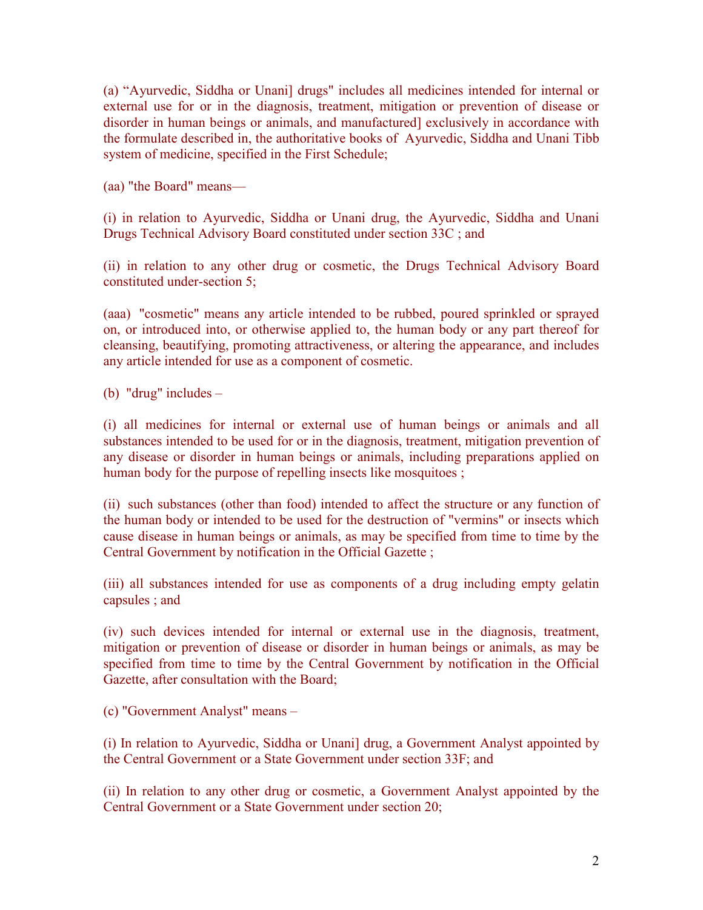(a) “Ayurvedic, Siddha or Unani] drugs" includes all medicines intended for internal or external use for or in the diagnosis, treatment, mitigation or prevention of disease or disorder in human beings or animals, and manufactured] exclusively in accordance with the formulate described in, the authoritative books of Ayurvedic, Siddha and Unani Tibb system of medicine, specified in the First Schedule;

(aa) "the Board" means—

(i) in relation to Ayurvedic, Siddha or Unani drug, the Ayurvedic, Siddha and Unani Drugs Technical Advisory Board constituted under section 33C ; and

(ii) in relation to any other drug or cosmetic, the Drugs Technical Advisory Board constituted under-section 5;

(aaa) "cosmetic" means any article intended to be rubbed, poured sprinkled or sprayed on, or introduced into, or otherwise applied to, the human body or any part thereof for cleansing, beautifying, promoting attractiveness, or altering the appearance, and includes any article intended for use as a component of cosmetic.

(b) "drug" includes –

(i) all medicines for internal or external use of human beings or animals and all substances intended to be used for or in the diagnosis, treatment, mitigation prevention of any disease or disorder in human beings or animals, including preparations applied on human body for the purpose of repelling insects like mosquitoes ;

(ii) such substances (other than food) intended to affect the structure or any function of the human body or intended to be used for the destruction of "vermins" or insects which cause disease in human beings or animals, as may be specified from time to time by the Central Government by notification in the Official Gazette ;

(iii) all substances intended for use as components of a drug including empty gelatin capsules ; and

(iv) such devices intended for internal or external use in the diagnosis, treatment, mitigation or prevention of disease or disorder in human beings or animals, as may be specified from time to time by the Central Government by notification in the Official Gazette, after consultation with the Board;

(c) "Government Analyst" means –

(i) In relation to Ayurvedic, Siddha or Unani] drug, a Government Analyst appointed by the Central Government or a State Government under section 33F; and

(ii) In relation to any other drug or cosmetic, a Government Analyst appointed by the Central Government or a State Government under section 20;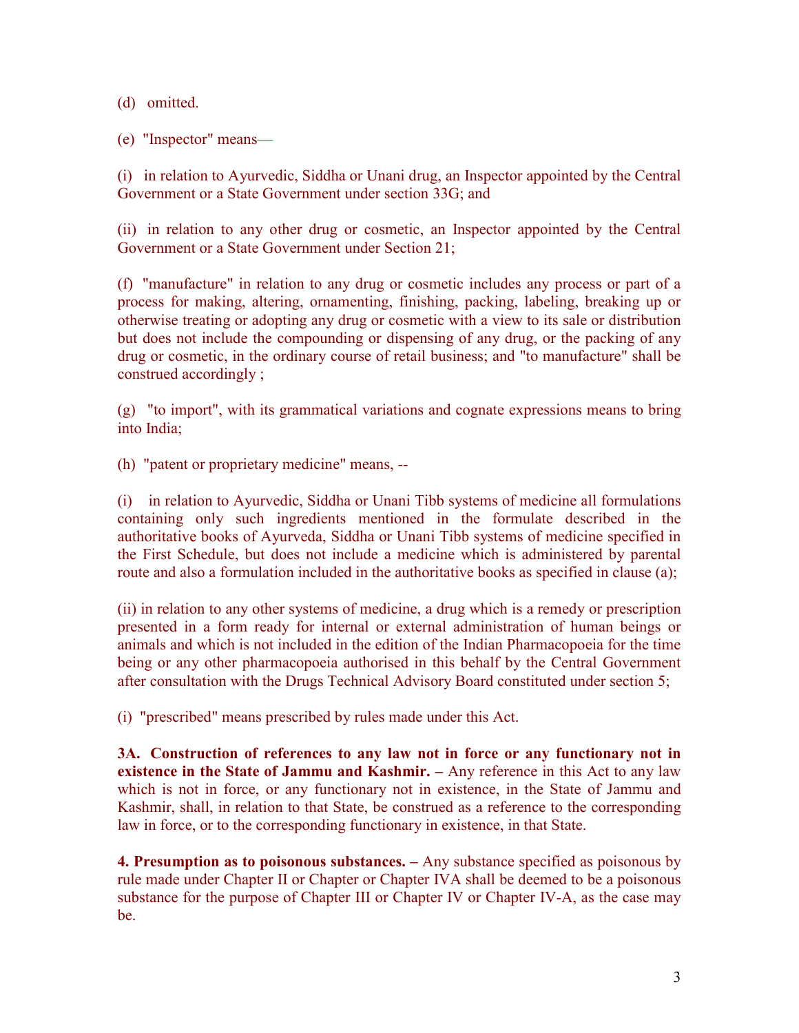(d) omitted.

(e) "Inspector" means—

(i) in relation to Ayurvedic, Siddha or Unani drug, an Inspector appointed by the Central Government or a State Government under section 33G; and

(ii) in relation to any other drug or cosmetic, an Inspector appointed by the Central Government or a State Government under Section 21;

(f) "manufacture" in relation to any drug or cosmetic includes any process or part of a process for making, altering, ornamenting, finishing, packing, labeling, breaking up or otherwise treating or adopting any drug or cosmetic with a view to its sale or distribution but does not include the compounding or dispensing of any drug, or the packing of any drug or cosmetic, in the ordinary course of retail business; and "to manufacture" shall be construed accordingly ;

(g) "to import", with its grammatical variations and cognate expressions means to bring into India;

(h) "patent or proprietary medicine" means, --

(i) in relation to Ayurvedic, Siddha or Unani Tibb systems of medicine all formulations containing only such ingredients mentioned in the formulate described in the authoritative books of Ayurveda, Siddha or Unani Tibb systems of medicine specified in the First Schedule, but does not include a medicine which is administered by parental route and also a formulation included in the authoritative books as specified in clause (a);

(ii) in relation to any other systems of medicine, a drug which is a remedy or prescription presented in a form ready for internal or external administration of human beings or animals and which is not included in the edition of the Indian Pharmacopoeia for the time being or any other pharmacopoeia authorised in this behalf by the Central Government after consultation with the Drugs Technical Advisory Board constituted under section 5;

(i) "prescribed" means prescribed by rules made under this Act.

**3A. Construction of references to any law not in force or any functionary not in existence in the State of Jammu and Kashmir. –** Any reference in this Act to any law which is not in force, or any functionary not in existence, in the State of Jammu and Kashmir, shall, in relation to that State, be construed as a reference to the corresponding law in force, or to the corresponding functionary in existence, in that State.

**4. Presumption as to poisonous substances. –** Any substance specified as poisonous by rule made under Chapter II or Chapter or Chapter IVA shall be deemed to be a poisonous substance for the purpose of Chapter III or Chapter IV or Chapter IV-A, as the case may be.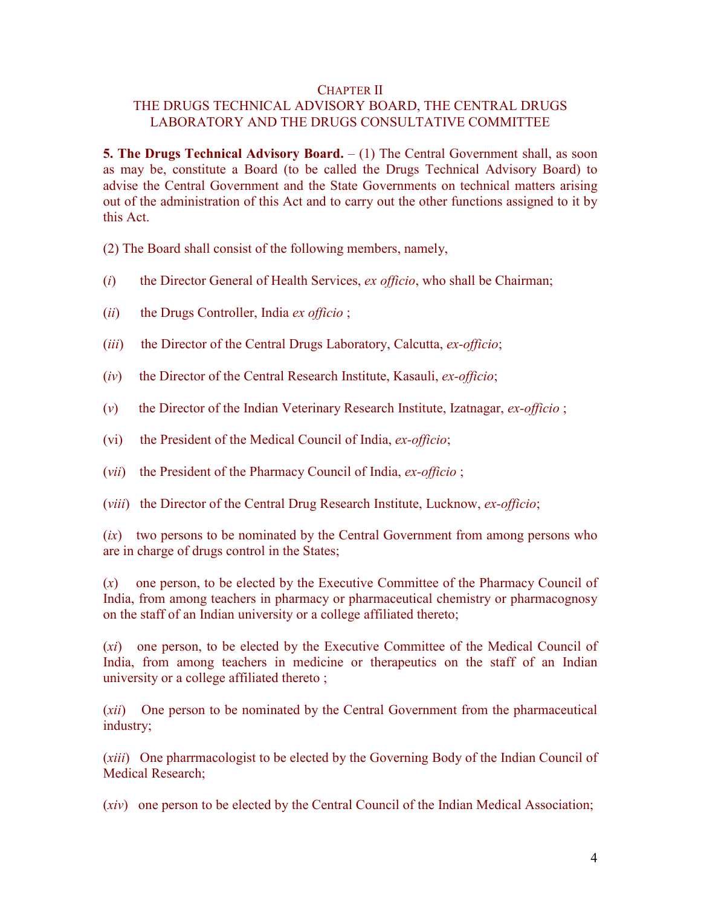## CHAPTER II
## THE DRUGS TECHNICAL ADVISORY BOARD, THE CENTRAL DRUGS LABORATORY AND THE DRUGS CONSULTATIVE COMMITTEE

**5. The Drugs Technical Advisory Board.** – (1) The Central Government shall, as soon as may be, constitute a Board (to be called the Drugs Technical Advisory Board) to advise the Central Government and the State Governments on technical matters arising out of the administration of this Act and to carry out the other functions assigned to it by this Act.

(2) The Board shall consist of the following members, namely,

(*i*) the Director General of Health Services, *ex officio*, who shall be Chairman;

(*ii*) the Drugs Controller, India *ex officio* ;

(*iii*) the Director of the Central Drugs Laboratory, Calcutta, *ex-officio*;

(*iv*) the Director of the Central Research Institute, Kasauli, *ex-officio*;

(*v*) the Director of the Indian Veterinary Research Institute, Izatnagar, *ex-officio* ;

(vi) the President of the Medical Council of India, *ex-officio*;

(*vii*) the President of the Pharmacy Council of India, *ex-officio* ;

(*viii*) the Director of the Central Drug Research Institute, Lucknow, *ex-officio*;

(*ix*) two persons to be nominated by the Central Government from among persons who are in charge of drugs control in the States;

(*x*) one person, to be elected by the Executive Committee of the Pharmacy Council of India, from among teachers in pharmacy or pharmaceutical chemistry or pharmacognosy on the staff of an Indian university or a college affiliated thereto;

(*xi*) one person, to be elected by the Executive Committee of the Medical Council of India, from among teachers in medicine or therapeutics on the staff of an Indian university or a college affiliated thereto ;

(*xii*) One person to be nominated by the Central Government from the pharmaceutical industry;

(*xiii*) One pharrmacologist to be elected by the Governing Body of the Indian Council of Medical Research;

(*xiv*) one person to be elected by the Central Council of the Indian Medical Association;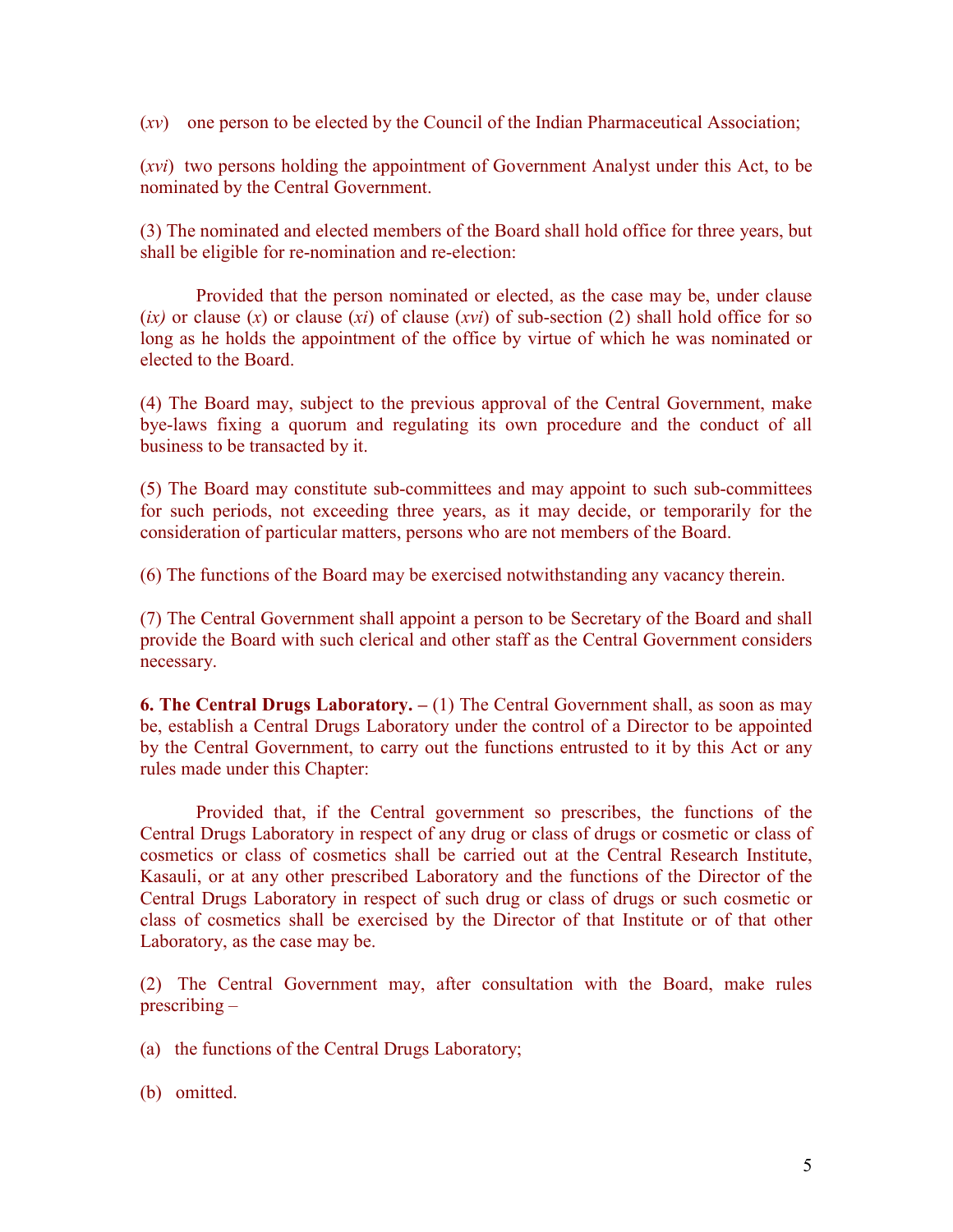(*xv*) one person to be elected by the Council of the Indian Pharmaceutical Association;

(*xvi*) two persons holding the appointment of Government Analyst under this Act, to be nominated by the Central Government.

(3) The nominated and elected members of the Board shall hold office for three years, but shall be eligible for re-nomination and re-election:

Provided that the person nominated or elected, as the case may be, under clause (*ix)* or clause (*x*) or clause (*xi*) of clause (*xvi*) of sub-section (2) shall hold office for so long as he holds the appointment of the office by virtue of which he was nominated or elected to the Board.

(4) The Board may, subject to the previous approval of the Central Government, make bye-laws fixing a quorum and regulating its own procedure and the conduct of all business to be transacted by it.

(5) The Board may constitute sub-committees and may appoint to such sub-committees for such periods, not exceeding three years, as it may decide, or temporarily for the consideration of particular matters, persons who are not members of the Board.

(6) The functions of the Board may be exercised notwithstanding any vacancy therein.

(7) The Central Government shall appoint a person to be Secretary of the Board and shall provide the Board with such clerical and other staff as the Central Government considers necessary.

**6. The Central Drugs Laboratory. –** (1) The Central Government shall, as soon as may be, establish a Central Drugs Laboratory under the control of a Director to be appointed by the Central Government, to carry out the functions entrusted to it by this Act or any rules made under this Chapter:

Provided that, if the Central government so prescribes, the functions of the Central Drugs Laboratory in respect of any drug or class of drugs or cosmetic or class of cosmetics or class of cosmetics shall be carried out at the Central Research Institute, Kasauli, or at any other prescribed Laboratory and the functions of the Director of the Central Drugs Laboratory in respect of such drug or class of drugs or such cosmetic or class of cosmetics shall be exercised by the Director of that Institute or of that other Laboratory, as the case may be.

(2) The Central Government may, after consultation with the Board, make rules prescribing –

(a) the functions of the Central Drugs Laboratory;

(b) omitted.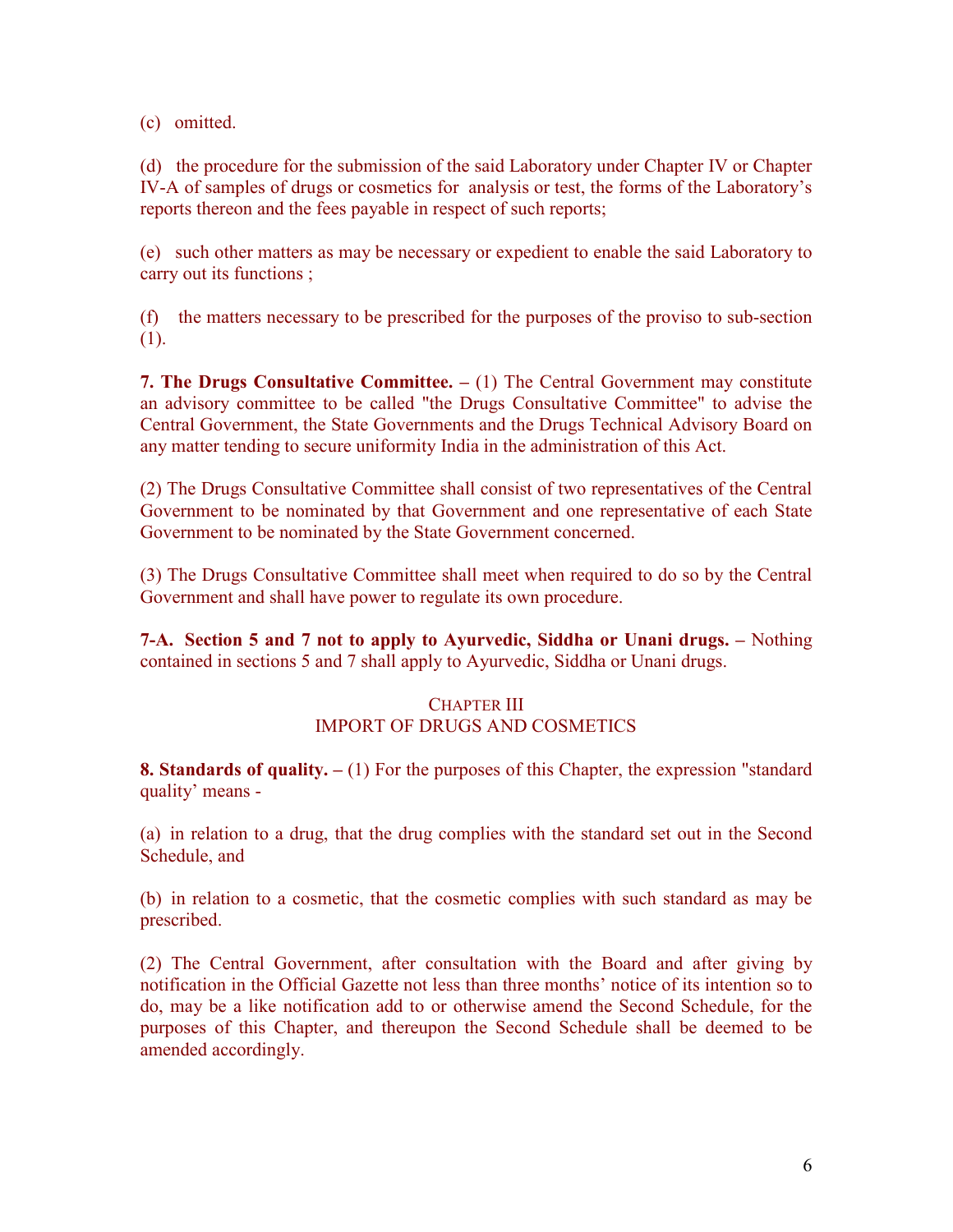(c) omitted.

(d) the procedure for the submission of the said Laboratory under Chapter IV or Chapter IV-A of samples of drugs or cosmetics for analysis or test, the forms of the Laboratory's reports thereon and the fees payable in respect of such reports;

(e) such other matters as may be necessary or expedient to enable the said Laboratory to carry out its functions ;

(f) the matters necessary to be prescribed for the purposes of the proviso to sub-section (1).

**7. The Drugs Consultative Committee. –** (1) The Central Government may constitute an advisory committee to be called "the Drugs Consultative Committee" to advise the Central Government, the State Governments and the Drugs Technical Advisory Board on any matter tending to secure uniformity India in the administration of this Act.

(2) The Drugs Consultative Committee shall consist of two representatives of the Central Government to be nominated by that Government and one representative of each State Government to be nominated by the State Government concerned.

(3) The Drugs Consultative Committee shall meet when required to do so by the Central Government and shall have power to regulate its own procedure.

**7-A. Section 5 and 7 not to apply to Ayurvedic, Siddha or Unani drugs. –** Nothing contained in sections 5 and 7 shall apply to Ayurvedic, Siddha or Unani drugs.

## CHAPTER III
## IMPORT OF DRUGS AND COSMETICS

**8. Standards of quality. –** (1) For the purposes of this Chapter, the expression "standard quality' means -

(a) in relation to a drug, that the drug complies with the standard set out in the Second Schedule, and

(b) in relation to a cosmetic, that the cosmetic complies with such standard as may be prescribed.

(2) The Central Government, after consultation with the Board and after giving by notification in the Official Gazette not less than three months' notice of its intention so to do, may be a like notification add to or otherwise amend the Second Schedule, for the purposes of this Chapter, and thereupon the Second Schedule shall be deemed to be amended accordingly.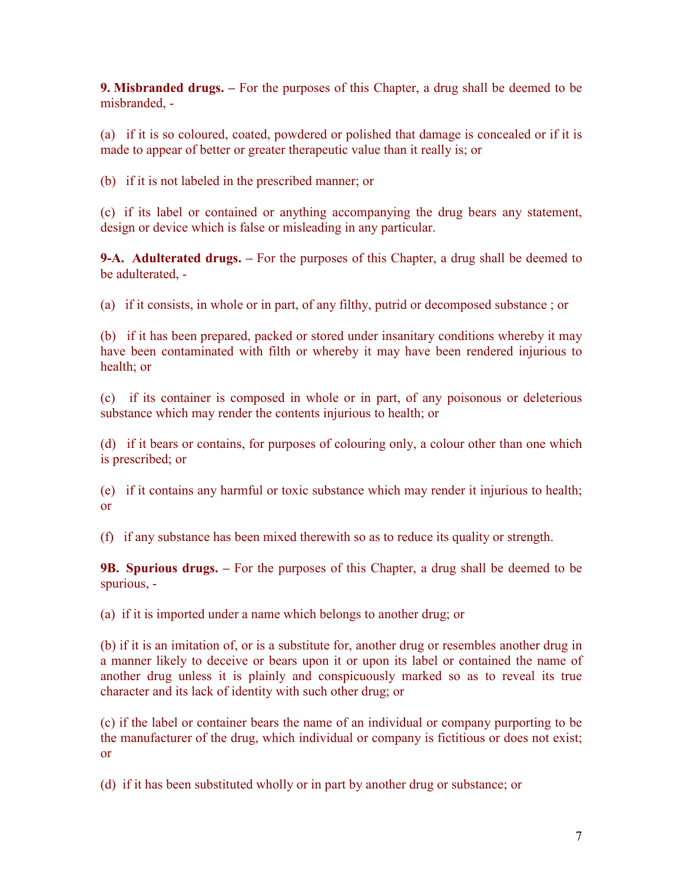**9. Misbranded drugs. –** For the purposes of this Chapter, a drug shall be deemed to be misbranded, -

(a) if it is so coloured, coated, powdered or polished that damage is concealed or if it is made to appear of better or greater therapeutic value than it really is; or

(b) if it is not labeled in the prescribed manner; or

(c) if its label or contained or anything accompanying the drug bears any statement, design or device which is false or misleading in any particular.

**9-A. Adulterated drugs. –** For the purposes of this Chapter, a drug shall be deemed to be adulterated, -

(a) if it consists, in whole or in part, of any filthy, putrid or decomposed substance ; or

(b) if it has been prepared, packed or stored under insanitary conditions whereby it may have been contaminated with filth or whereby it may have been rendered injurious to health; or

(c) if its container is composed in whole or in part, of any poisonous or deleterious substance which may render the contents injurious to health; or

(d) if it bears or contains, for purposes of colouring only, a colour other than one which is prescribed; or

(e) if it contains any harmful or toxic substance which may render it injurious to health; or

(f) if any substance has been mixed therewith so as to reduce its quality or strength.

**9B. Spurious drugs. –** For the purposes of this Chapter, a drug shall be deemed to be spurious, -

(a) if it is imported under a name which belongs to another drug; or

(b) if it is an imitation of, or is a substitute for, another drug or resembles another drug in a manner likely to deceive or bears upon it or upon its label or contained the name of another drug unless it is plainly and conspicuously marked so as to reveal its true character and its lack of identity with such other drug; or

(c) if the label or container bears the name of an individual or company purporting to be the manufacturer of the drug, which individual or company is fictitious or does not exist; or

(d) if it has been substituted wholly or in part by another drug or substance; or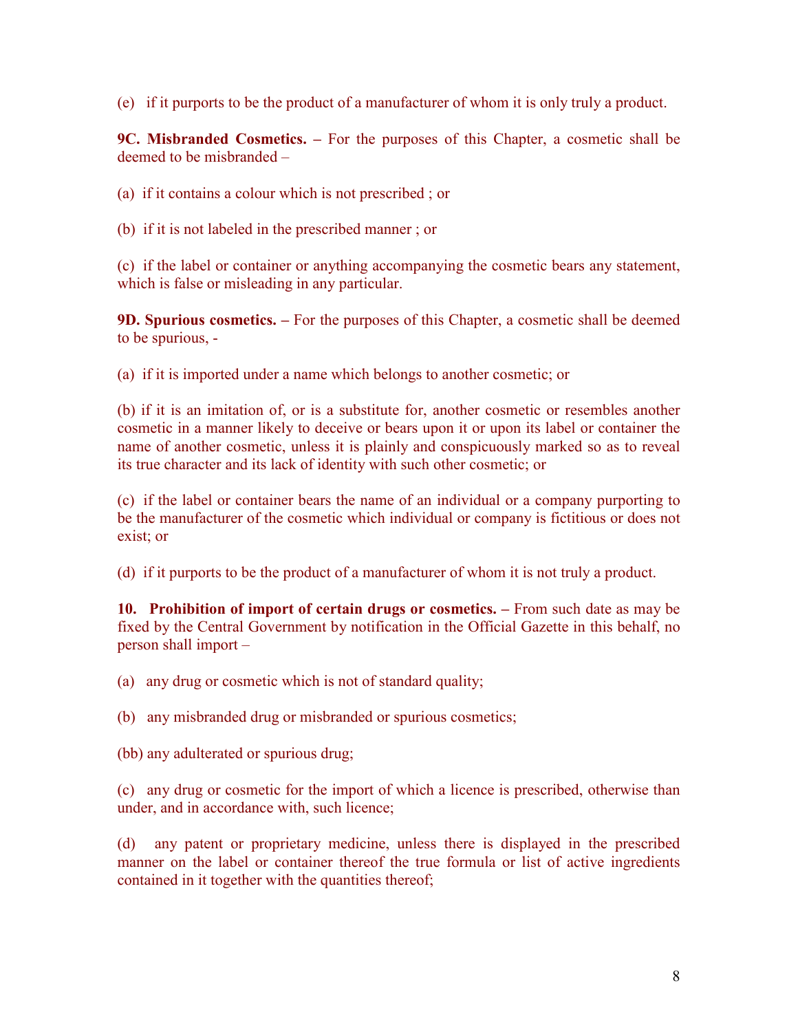(e) if it purports to be the product of a manufacturer of whom it is only truly a product.

**9C. Misbranded Cosmetics. –** For the purposes of this Chapter, a cosmetic shall be deemed to be misbranded –

(a) if it contains a colour which is not prescribed ; or

(b) if it is not labeled in the prescribed manner ; or

(c) if the label or container or anything accompanying the cosmetic bears any statement, which is false or misleading in any particular.

**9D. Spurious cosmetics. –** For the purposes of this Chapter, a cosmetic shall be deemed to be spurious, -

(a) if it is imported under a name which belongs to another cosmetic; or

(b) if it is an imitation of, or is a substitute for, another cosmetic or resembles another cosmetic in a manner likely to deceive or bears upon it or upon its label or container the name of another cosmetic, unless it is plainly and conspicuously marked so as to reveal its true character and its lack of identity with such other cosmetic; or

(c) if the label or container bears the name of an individual or a company purporting to be the manufacturer of the cosmetic which individual or company is fictitious or does not exist; or

(d) if it purports to be the product of a manufacturer of whom it is not truly a product.

**10. Prohibition of import of certain drugs or cosmetics. –** From such date as may be fixed by the Central Government by notification in the Official Gazette in this behalf, no person shall import –

(a) any drug or cosmetic which is not of standard quality;

(b) any misbranded drug or misbranded or spurious cosmetics;

(bb) any adulterated or spurious drug;

(c) any drug or cosmetic for the import of which a licence is prescribed, otherwise than under, and in accordance with, such licence;

(d) any patent or proprietary medicine, unless there is displayed in the prescribed manner on the label or container thereof the true formula or list of active ingredients contained in it together with the quantities thereof;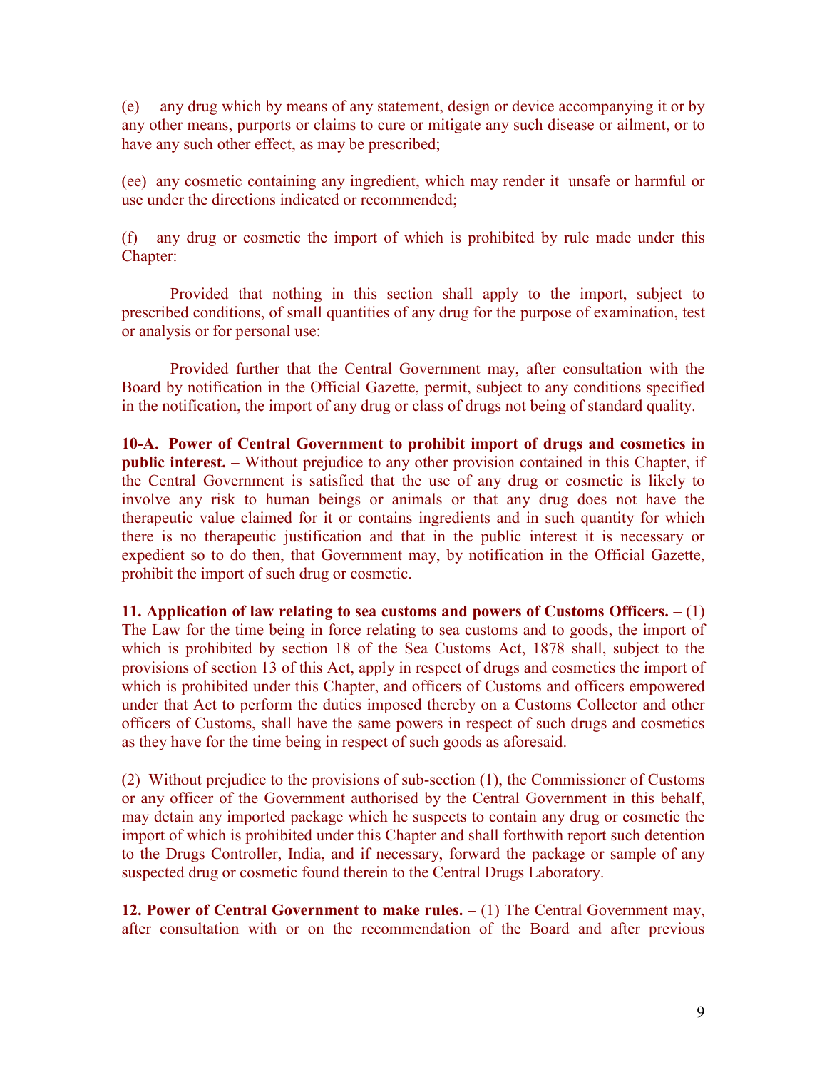(e) any drug which by means of any statement, design or device accompanying it or by any other means, purports or claims to cure or mitigate any such disease or ailment, or to have any such other effect, as may be prescribed;

(ee) any cosmetic containing any ingredient, which may render it unsafe or harmful or use under the directions indicated or recommended;

(f) any drug or cosmetic the import of which is prohibited by rule made under this Chapter:

Provided that nothing in this section shall apply to the import, subject to prescribed conditions, of small quantities of any drug for the purpose of examination, test or analysis or for personal use:

Provided further that the Central Government may, after consultation with the Board by notification in the Official Gazette, permit, subject to any conditions specified in the notification, the import of any drug or class of drugs not being of standard quality.

**10-A. Power of Central Government to prohibit import of drugs and cosmetics in public interest. –** Without prejudice to any other provision contained in this Chapter, if the Central Government is satisfied that the use of any drug or cosmetic is likely to involve any risk to human beings or animals or that any drug does not have the therapeutic value claimed for it or contains ingredients and in such quantity for which there is no therapeutic justification and that in the public interest it is necessary or expedient so to do then, that Government may, by notification in the Official Gazette, prohibit the import of such drug or cosmetic.

**11. Application of law relating to sea customs and powers of Customs Officers. –** (1) The Law for the time being in force relating to sea customs and to goods, the import of which is prohibited by section 18 of the Sea Customs Act, 1878 shall, subject to the provisions of section 13 of this Act, apply in respect of drugs and cosmetics the import of which is prohibited under this Chapter, and officers of Customs and officers empowered under that Act to perform the duties imposed thereby on a Customs Collector and other officers of Customs, shall have the same powers in respect of such drugs and cosmetics as they have for the time being in respect of such goods as aforesaid.

(2) Without prejudice to the provisions of sub-section (1), the Commissioner of Customs or any officer of the Government authorised by the Central Government in this behalf, may detain any imported package which he suspects to contain any drug or cosmetic the import of which is prohibited under this Chapter and shall forthwith report such detention to the Drugs Controller, India, and if necessary, forward the package or sample of any suspected drug or cosmetic found therein to the Central Drugs Laboratory.

**12. Power of Central Government to make rules. –** (1) The Central Government may, after consultation with or on the recommendation of the Board and after previous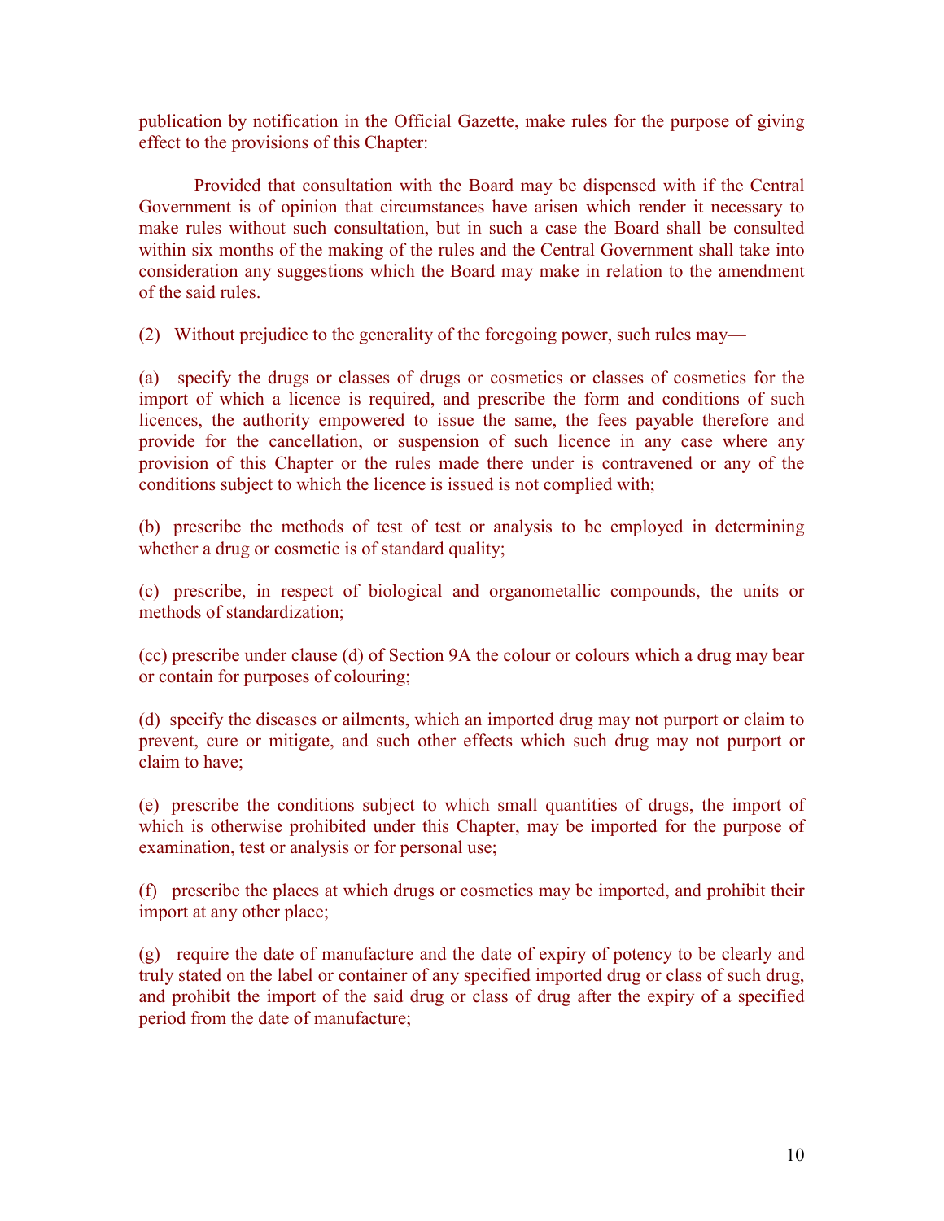publication by notification in the Official Gazette, make rules for the purpose of giving effect to the provisions of this Chapter:

Provided that consultation with the Board may be dispensed with if the Central Government is of opinion that circumstances have arisen which render it necessary to make rules without such consultation, but in such a case the Board shall be consulted within six months of the making of the rules and the Central Government shall take into consideration any suggestions which the Board may make in relation to the amendment of the said rules.

(2) Without prejudice to the generality of the foregoing power, such rules may—

(a) specify the drugs or classes of drugs or cosmetics or classes of cosmetics for the import of which a licence is required, and prescribe the form and conditions of such licences, the authority empowered to issue the same, the fees payable therefore and provide for the cancellation, or suspension of such licence in any case where any provision of this Chapter or the rules made there under is contravened or any of the conditions subject to which the licence is issued is not complied with;

(b) prescribe the methods of test of test or analysis to be employed in determining whether a drug or cosmetic is of standard quality;

(c) prescribe, in respect of biological and organometallic compounds, the units or methods of standardization;

(cc) prescribe under clause (d) of Section 9A the colour or colours which a drug may bear or contain for purposes of colouring;

(d) specify the diseases or ailments, which an imported drug may not purport or claim to prevent, cure or mitigate, and such other effects which such drug may not purport or claim to have;

(e) prescribe the conditions subject to which small quantities of drugs, the import of which is otherwise prohibited under this Chapter, may be imported for the purpose of examination, test or analysis or for personal use;

(f) prescribe the places at which drugs or cosmetics may be imported, and prohibit their import at any other place;

(g) require the date of manufacture and the date of expiry of potency to be clearly and truly stated on the label or container of any specified imported drug or class of such drug, and prohibit the import of the said drug or class of drug after the expiry of a specified period from the date of manufacture;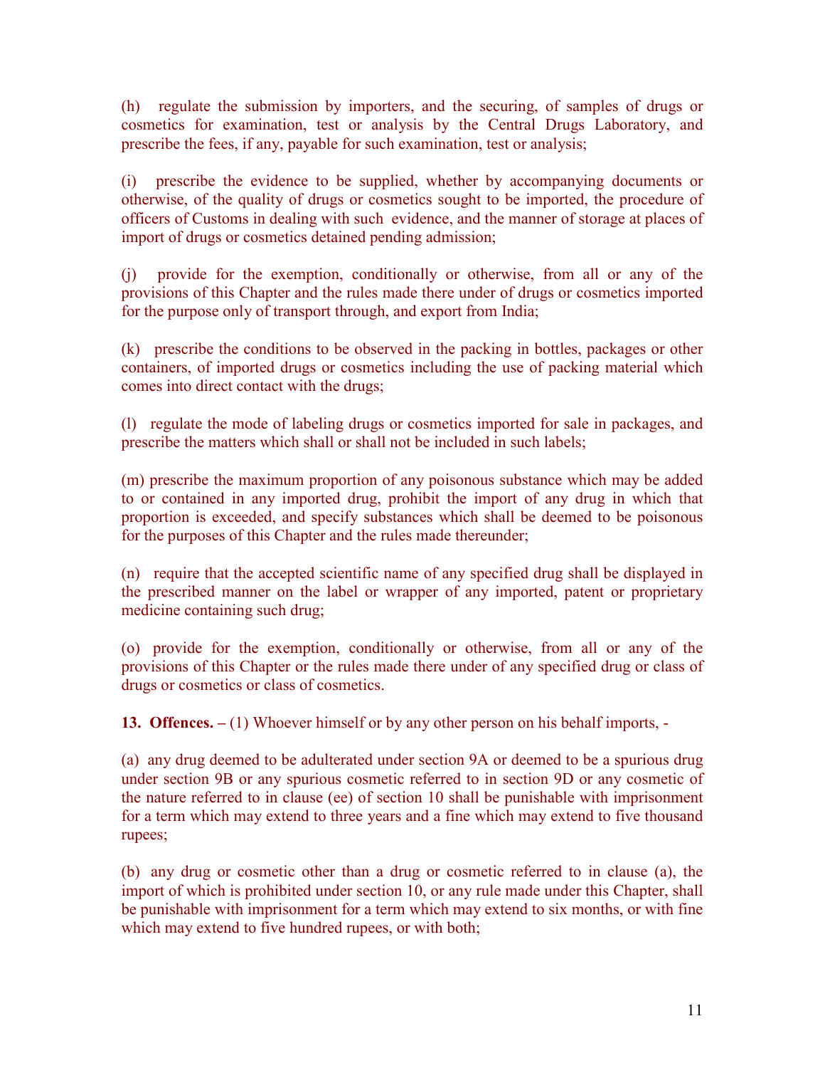(h) regulate the submission by importers, and the securing, of samples of drugs or cosmetics for examination, test or analysis by the Central Drugs Laboratory, and prescribe the fees, if any, payable for such examination, test or analysis;

(i) prescribe the evidence to be supplied, whether by accompanying documents or otherwise, of the quality of drugs or cosmetics sought to be imported, the procedure of officers of Customs in dealing with such evidence, and the manner of storage at places of import of drugs or cosmetics detained pending admission;

(j) provide for the exemption, conditionally or otherwise, from all or any of the provisions of this Chapter and the rules made there under of drugs or cosmetics imported for the purpose only of transport through, and export from India;

(k) prescribe the conditions to be observed in the packing in bottles, packages or other containers, of imported drugs or cosmetics including the use of packing material which comes into direct contact with the drugs;

(l) regulate the mode of labeling drugs or cosmetics imported for sale in packages, and prescribe the matters which shall or shall not be included in such labels;

(m) prescribe the maximum proportion of any poisonous substance which may be added to or contained in any imported drug, prohibit the import of any drug in which that proportion is exceeded, and specify substances which shall be deemed to be poisonous for the purposes of this Chapter and the rules made thereunder;

(n) require that the accepted scientific name of any specified drug shall be displayed in the prescribed manner on the label or wrapper of any imported, patent or proprietary medicine containing such drug;

(o) provide for the exemption, conditionally or otherwise, from all or any of the provisions of this Chapter or the rules made there under of any specified drug or class of drugs or cosmetics or class of cosmetics.

**13. Offences. –** (1) Whoever himself or by any other person on his behalf imports, -

(a) any drug deemed to be adulterated under section 9A or deemed to be a spurious drug under section 9B or any spurious cosmetic referred to in section 9D or any cosmetic of the nature referred to in clause (ee) of section 10 shall be punishable with imprisonment for a term which may extend to three years and a fine which may extend to five thousand rupees;

(b) any drug or cosmetic other than a drug or cosmetic referred to in clause (a), the import of which is prohibited under section 10, or any rule made under this Chapter, shall be punishable with imprisonment for a term which may extend to six months, or with fine which may extend to five hundred rupees, or with both;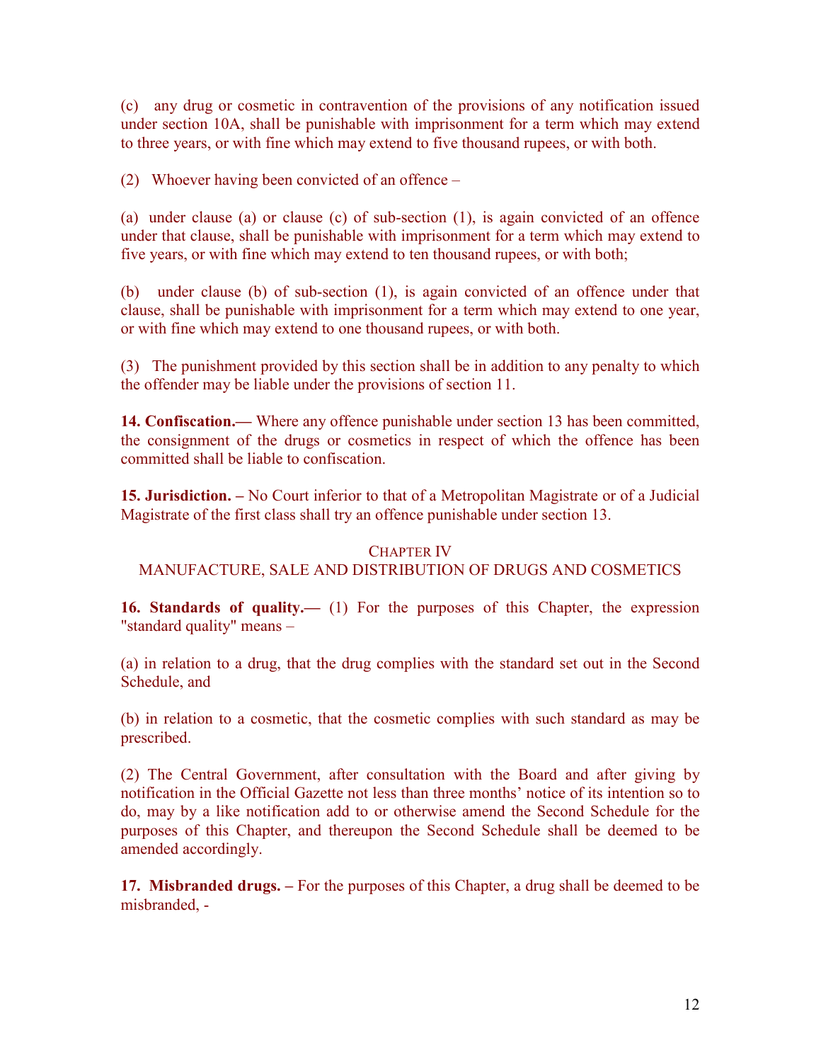(c) any drug or cosmetic in contravention of the provisions of any notification issued under section 10A, shall be punishable with imprisonment for a term which may extend to three years, or with fine which may extend to five thousand rupees, or with both.

(2) Whoever having been convicted of an offence –

(a) under clause (a) or clause (c) of sub-section (1), is again convicted of an offence under that clause, shall be punishable with imprisonment for a term which may extend to five years, or with fine which may extend to ten thousand rupees, or with both;

(b) under clause (b) of sub-section (1), is again convicted of an offence under that clause, shall be punishable with imprisonment for a term which may extend to one year, or with fine which may extend to one thousand rupees, or with both.

(3) The punishment provided by this section shall be in addition to any penalty to which the offender may be liable under the provisions of section 11.

**14. Confiscation.—** Where any offence punishable under section 13 has been committed, the consignment of the drugs or cosmetics in respect of which the offence has been committed shall be liable to confiscation.

**15. Jurisdiction. –** No Court inferior to that of a Metropolitan Magistrate or of a Judicial Magistrate of the first class shall try an offence punishable under section 13.

## CHAPTER IV
## MANUFACTURE, SALE AND DISTRIBUTION OF DRUGS AND COSMETICS

**16. Standards of quality.—** (1) For the purposes of this Chapter, the expression "standard quality" means –

(a) in relation to a drug, that the drug complies with the standard set out in the Second Schedule, and

(b) in relation to a cosmetic, that the cosmetic complies with such standard as may be prescribed.

(2) The Central Government, after consultation with the Board and after giving by notification in the Official Gazette not less than three months' notice of its intention so to do, may by a like notification add to or otherwise amend the Second Schedule for the purposes of this Chapter, and thereupon the Second Schedule shall be deemed to be amended accordingly.

**17. Misbranded drugs. –** For the purposes of this Chapter, a drug shall be deemed to be misbranded, -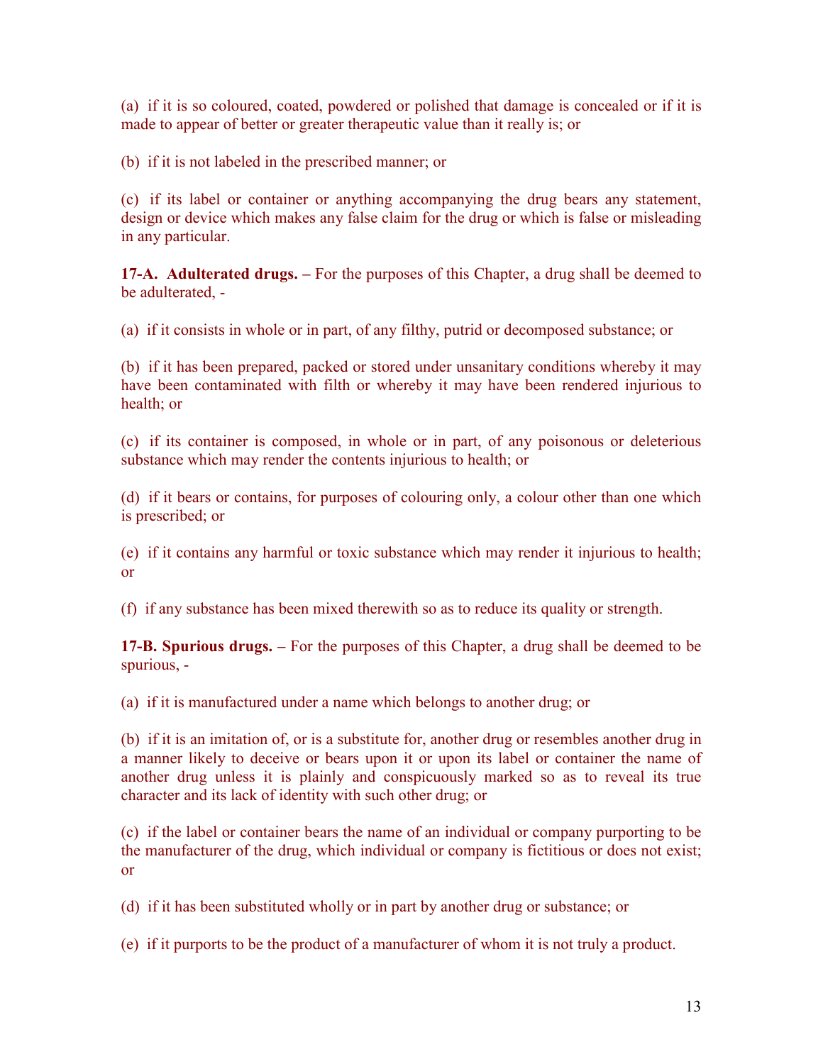(a) if it is so coloured, coated, powdered or polished that damage is concealed or if it is made to appear of better or greater therapeutic value than it really is; or

(b) if it is not labeled in the prescribed manner; or

(c) if its label or container or anything accompanying the drug bears any statement, design or device which makes any false claim for the drug or which is false or misleading in any particular.

**17-A. Adulterated drugs. –** For the purposes of this Chapter, a drug shall be deemed to be adulterated, -

(a) if it consists in whole or in part, of any filthy, putrid or decomposed substance; or

(b) if it has been prepared, packed or stored under unsanitary conditions whereby it may have been contaminated with filth or whereby it may have been rendered injurious to health; or

(c) if its container is composed, in whole or in part, of any poisonous or deleterious substance which may render the contents injurious to health; or

(d) if it bears or contains, for purposes of colouring only, a colour other than one which is prescribed; or

(e) if it contains any harmful or toxic substance which may render it injurious to health; or

(f) if any substance has been mixed therewith so as to reduce its quality or strength.

**17-B. Spurious drugs. –** For the purposes of this Chapter, a drug shall be deemed to be spurious, -

(a) if it is manufactured under a name which belongs to another drug; or

(b) if it is an imitation of, or is a substitute for, another drug or resembles another drug in a manner likely to deceive or bears upon it or upon its label or container the name of another drug unless it is plainly and conspicuously marked so as to reveal its true character and its lack of identity with such other drug; or

(c) if the label or container bears the name of an individual or company purporting to be the manufacturer of the drug, which individual or company is fictitious or does not exist; or

(d) if it has been substituted wholly or in part by another drug or substance; or

(e) if it purports to be the product of a manufacturer of whom it is not truly a product.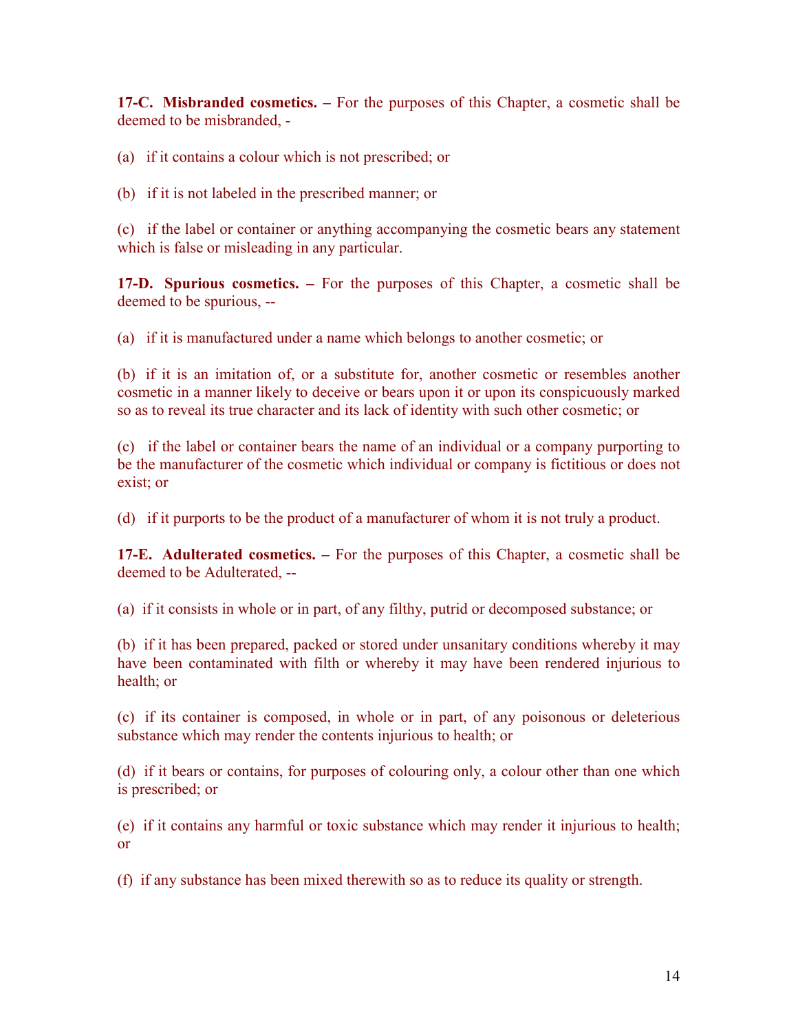**17-C. Misbranded cosmetics. –** For the purposes of this Chapter, a cosmetic shall be deemed to be misbranded, -

(a) if it contains a colour which is not prescribed; or

(b) if it is not labeled in the prescribed manner; or

(c) if the label or container or anything accompanying the cosmetic bears any statement which is false or misleading in any particular.

**17-D. Spurious cosmetics. –** For the purposes of this Chapter, a cosmetic shall be deemed to be spurious, --

(a) if it is manufactured under a name which belongs to another cosmetic; or

(b) if it is an imitation of, or a substitute for, another cosmetic or resembles another cosmetic in a manner likely to deceive or bears upon it or upon its conspicuously marked so as to reveal its true character and its lack of identity with such other cosmetic; or

(c) if the label or container bears the name of an individual or a company purporting to be the manufacturer of the cosmetic which individual or company is fictitious or does not exist; or

(d) if it purports to be the product of a manufacturer of whom it is not truly a product.

**17-E. Adulterated cosmetics. –** For the purposes of this Chapter, a cosmetic shall be deemed to be Adulterated, --

(a) if it consists in whole or in part, of any filthy, putrid or decomposed substance; or

(b) if it has been prepared, packed or stored under unsanitary conditions whereby it may have been contaminated with filth or whereby it may have been rendered injurious to health; or

(c) if its container is composed, in whole or in part, of any poisonous or deleterious substance which may render the contents injurious to health; or

(d) if it bears or contains, for purposes of colouring only, a colour other than one which is prescribed; or

(e) if it contains any harmful or toxic substance which may render it injurious to health; or

(f) if any substance has been mixed therewith so as to reduce its quality or strength.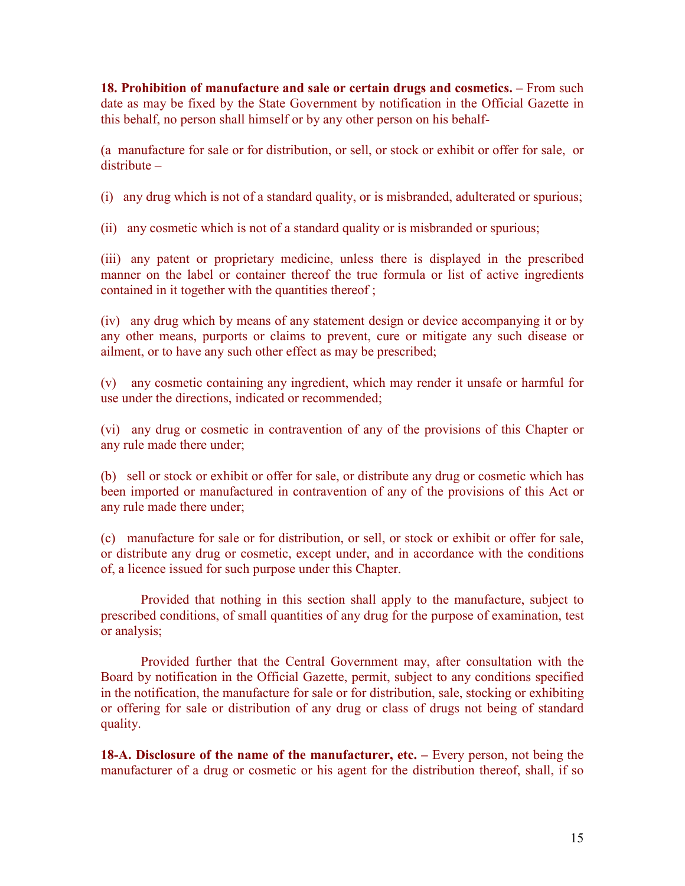**18. Prohibition of manufacture and sale or certain drugs and cosmetics. –** From such date as may be fixed by the State Government by notification in the Official Gazette in this behalf, no person shall himself or by any other person on his behalf-

(a manufacture for sale or for distribution, or sell, or stock or exhibit or offer for sale, or distribute –

(i) any drug which is not of a standard quality, or is misbranded, adulterated or spurious;

(ii) any cosmetic which is not of a standard quality or is misbranded or spurious;

(iii) any patent or proprietary medicine, unless there is displayed in the prescribed manner on the label or container thereof the true formula or list of active ingredients contained in it together with the quantities thereof ;

(iv) any drug which by means of any statement design or device accompanying it or by any other means, purports or claims to prevent, cure or mitigate any such disease or ailment, or to have any such other effect as may be prescribed;

(v) any cosmetic containing any ingredient, which may render it unsafe or harmful for use under the directions, indicated or recommended;

(vi) any drug or cosmetic in contravention of any of the provisions of this Chapter or any rule made there under;

(b) sell or stock or exhibit or offer for sale, or distribute any drug or cosmetic which has been imported or manufactured in contravention of any of the provisions of this Act or any rule made there under;

(c) manufacture for sale or for distribution, or sell, or stock or exhibit or offer for sale, or distribute any drug or cosmetic, except under, and in accordance with the conditions of, a licence issued for such purpose under this Chapter.

Provided that nothing in this section shall apply to the manufacture, subject to prescribed conditions, of small quantities of any drug for the purpose of examination, test or analysis;

Provided further that the Central Government may, after consultation with the Board by notification in the Official Gazette, permit, subject to any conditions specified in the notification, the manufacture for sale or for distribution, sale, stocking or exhibiting or offering for sale or distribution of any drug or class of drugs not being of standard quality.

**18-A. Disclosure of the name of the manufacturer, etc. –** Every person, not being the manufacturer of a drug or cosmetic or his agent for the distribution thereof, shall, if so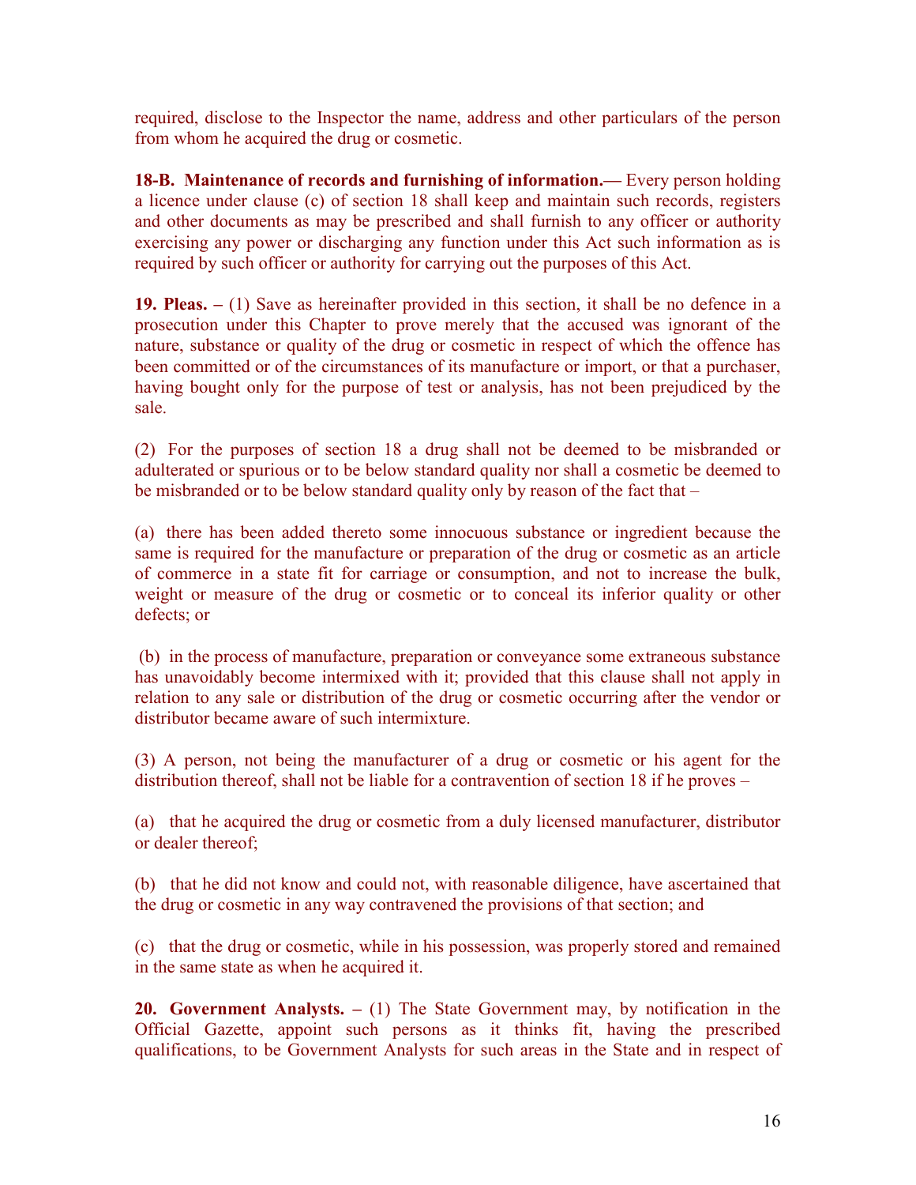required, disclose to the Inspector the name, address and other particulars of the person from whom he acquired the drug or cosmetic.

**18-B. Maintenance of records and furnishing of information.—** Every person holding a licence under clause (c) of section 18 shall keep and maintain such records, registers and other documents as may be prescribed and shall furnish to any officer or authority exercising any power or discharging any function under this Act such information as is required by such officer or authority for carrying out the purposes of this Act.

**19. Pleas. –** (1) Save as hereinafter provided in this section, it shall be no defence in a prosecution under this Chapter to prove merely that the accused was ignorant of the nature, substance or quality of the drug or cosmetic in respect of which the offence has been committed or of the circumstances of its manufacture or import, or that a purchaser, having bought only for the purpose of test or analysis, has not been prejudiced by the sale.

(2) For the purposes of section 18 a drug shall not be deemed to be misbranded or adulterated or spurious or to be below standard quality nor shall a cosmetic be deemed to be misbranded or to be below standard quality only by reason of the fact that –

(a) there has been added thereto some innocuous substance or ingredient because the same is required for the manufacture or preparation of the drug or cosmetic as an article of commerce in a state fit for carriage or consumption, and not to increase the bulk, weight or measure of the drug or cosmetic or to conceal its inferior quality or other defects; or

(b) in the process of manufacture, preparation or conveyance some extraneous substance has unavoidably become intermixed with it; provided that this clause shall not apply in relation to any sale or distribution of the drug or cosmetic occurring after the vendor or distributor became aware of such intermixture.

(3) A person, not being the manufacturer of a drug or cosmetic or his agent for the distribution thereof, shall not be liable for a contravention of section 18 if he proves –

(a) that he acquired the drug or cosmetic from a duly licensed manufacturer, distributor or dealer thereof;

(b) that he did not know and could not, with reasonable diligence, have ascertained that the drug or cosmetic in any way contravened the provisions of that section; and

(c) that the drug or cosmetic, while in his possession, was properly stored and remained in the same state as when he acquired it.

**20. Government Analysts. –** (1) The State Government may, by notification in the Official Gazette, appoint such persons as it thinks fit, having the prescribed qualifications, to be Government Analysts for such areas in the State and in respect of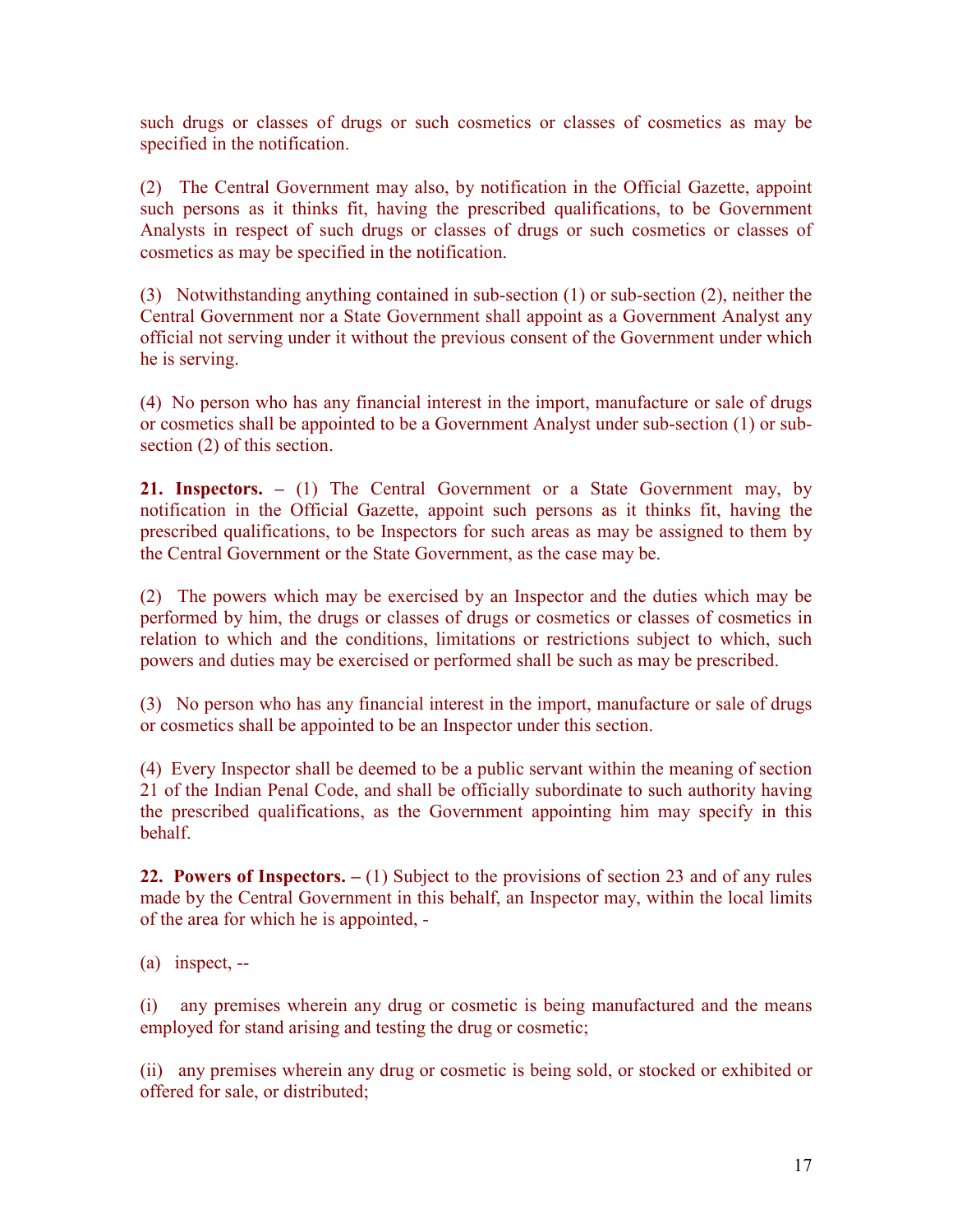such drugs or classes of drugs or such cosmetics or classes of cosmetics as may be specified in the notification.

(2) The Central Government may also, by notification in the Official Gazette, appoint such persons as it thinks fit, having the prescribed qualifications, to be Government Analysts in respect of such drugs or classes of drugs or such cosmetics or classes of cosmetics as may be specified in the notification.

(3) Notwithstanding anything contained in sub-section (1) or sub-section (2), neither the Central Government nor a State Government shall appoint as a Government Analyst any official not serving under it without the previous consent of the Government under which he is serving.

(4) No person who has any financial interest in the import, manufacture or sale of drugs or cosmetics shall be appointed to be a Government Analyst under sub-section (1) or sub-section (2) of this section.

**21. Inspectors. –** (1) The Central Government or a State Government may, by notification in the Official Gazette, appoint such persons as it thinks fit, having the prescribed qualifications, to be Inspectors for such areas as may be assigned to them by the Central Government or the State Government, as the case may be.

(2) The powers which may be exercised by an Inspector and the duties which may be performed by him, the drugs or classes of drugs or cosmetics or classes of cosmetics in relation to which and the conditions, limitations or restrictions subject to which, such powers and duties may be exercised or performed shall be such as may be prescribed.

(3) No person who has any financial interest in the import, manufacture or sale of drugs or cosmetics shall be appointed to be an Inspector under this section.

(4) Every Inspector shall be deemed to be a public servant within the meaning of section 21 of the Indian Penal Code, and shall be officially subordinate to such authority having the prescribed qualifications, as the Government appointing him may specify in this behalf.

**22. Powers of Inspectors. –** (1) Subject to the provisions of section 23 and of any rules made by the Central Government in this behalf, an Inspector may, within the local limits of the area for which he is appointed, -

(a) inspect, --

(i) any premises wherein any drug or cosmetic is being manufactured and the means employed for stand arising and testing the drug or cosmetic;

(ii) any premises wherein any drug or cosmetic is being sold, or stocked or exhibited or offered for sale, or distributed;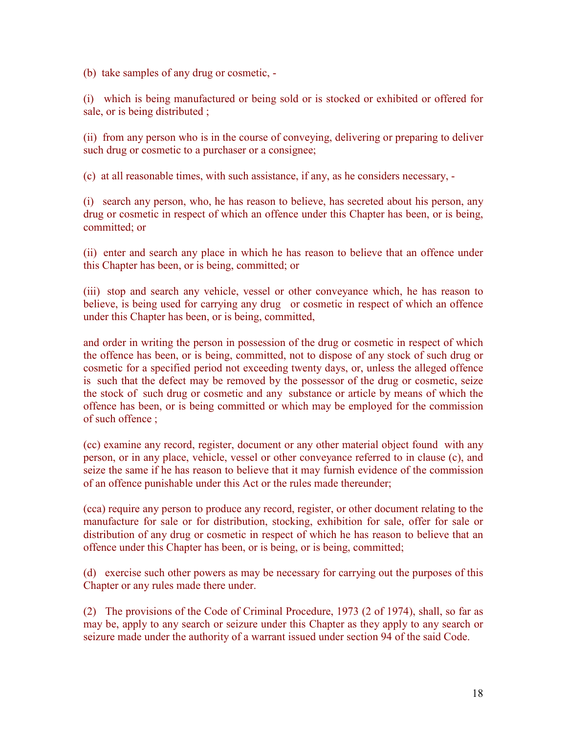(b) take samples of any drug or cosmetic, -

(i) which is being manufactured or being sold or is stocked or exhibited or offered for sale, or is being distributed ;

(ii) from any person who is in the course of conveying, delivering or preparing to deliver such drug or cosmetic to a purchaser or a consignee;

(c) at all reasonable times, with such assistance, if any, as he considers necessary, -

(i) search any person, who, he has reason to believe, has secreted about his person, any drug or cosmetic in respect of which an offence under this Chapter has been, or is being, committed; or

(ii) enter and search any place in which he has reason to believe that an offence under this Chapter has been, or is being, committed; or

(iii) stop and search any vehicle, vessel or other conveyance which, he has reason to believe, is being used for carrying any drug or cosmetic in respect of which an offence under this Chapter has been, or is being, committed,

and order in writing the person in possession of the drug or cosmetic in respect of which the offence has been, or is being, committed, not to dispose of any stock of such drug or cosmetic for a specified period not exceeding twenty days, or, unless the alleged offence is such that the defect may be removed by the possessor of the drug or cosmetic, seize the stock of such drug or cosmetic and any substance or article by means of which the offence has been, or is being committed or which may be employed for the commission of such offence ;

(cc) examine any record, register, document or any other material object found with any person, or in any place, vehicle, vessel or other conveyance referred to in clause (c), and seize the same if he has reason to believe that it may furnish evidence of the commission of an offence punishable under this Act or the rules made thereunder;

(cca) require any person to produce any record, register, or other document relating to the manufacture for sale or for distribution, stocking, exhibition for sale, offer for sale or distribution of any drug or cosmetic in respect of which he has reason to believe that an offence under this Chapter has been, or is being, or is being, committed;

(d) exercise such other powers as may be necessary for carrying out the purposes of this Chapter or any rules made there under.

(2) The provisions of the Code of Criminal Procedure, 1973 (2 of 1974), shall, so far as may be, apply to any search or seizure under this Chapter as they apply to any search or seizure made under the authority of a warrant issued under section 94 of the said Code.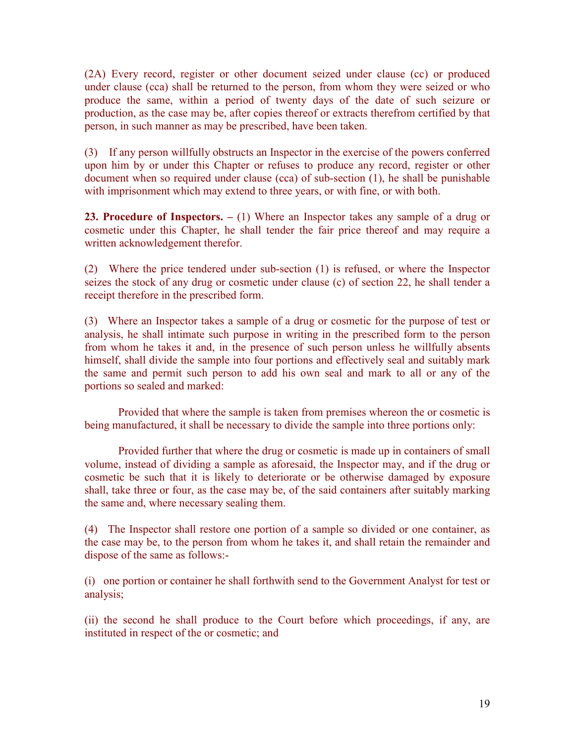(2A) Every record, register or other document seized under clause (cc) or produced under clause (cca) shall be returned to the person, from whom they were seized or who produce the same, within a period of twenty days of the date of such seizure or production, as the case may be, after copies thereof or extracts therefrom certified by that person, in such manner as may be prescribed, have been taken.

(3) If any person willfully obstructs an Inspector in the exercise of the powers conferred upon him by or under this Chapter or refuses to produce any record, register or other document when so required under clause (cca) of sub-section (1), he shall be punishable with imprisonment which may extend to three years, or with fine, or with both.

**23. Procedure of Inspectors. –** (1) Where an Inspector takes any sample of a drug or cosmetic under this Chapter, he shall tender the fair price thereof and may require a written acknowledgement therefor.

(2) Where the price tendered under sub-section (1) is refused, or where the Inspector seizes the stock of any drug or cosmetic under clause (c) of section 22, he shall tender a receipt therefore in the prescribed form.

(3) Where an Inspector takes a sample of a drug or cosmetic for the purpose of test or analysis, he shall intimate such purpose in writing in the prescribed form to the person from whom he takes it and, in the presence of such person unless he willfully absents himself, shall divide the sample into four portions and effectively seal and suitably mark the same and permit such person to add his own seal and mark to all or any of the portions so sealed and marked:

Provided that where the sample is taken from premises whereon the or cosmetic is being manufactured, it shall be necessary to divide the sample into three portions only:

Provided further that where the drug or cosmetic is made up in containers of small volume, instead of dividing a sample as aforesaid, the Inspector may, and if the drug or cosmetic be such that it is likely to deteriorate or be otherwise damaged by exposure shall, take three or four, as the case may be, of the said containers after suitably marking the same and, where necessary sealing them.

(4) The Inspector shall restore one portion of a sample so divided or one container, as the case may be, to the person from whom he takes it, and shall retain the remainder and dispose of the same as follows:-

(i) one portion or container he shall forthwith send to the Government Analyst for test or analysis;

(ii) the second he shall produce to the Court before which proceedings, if any, are instituted in respect of the or cosmetic; and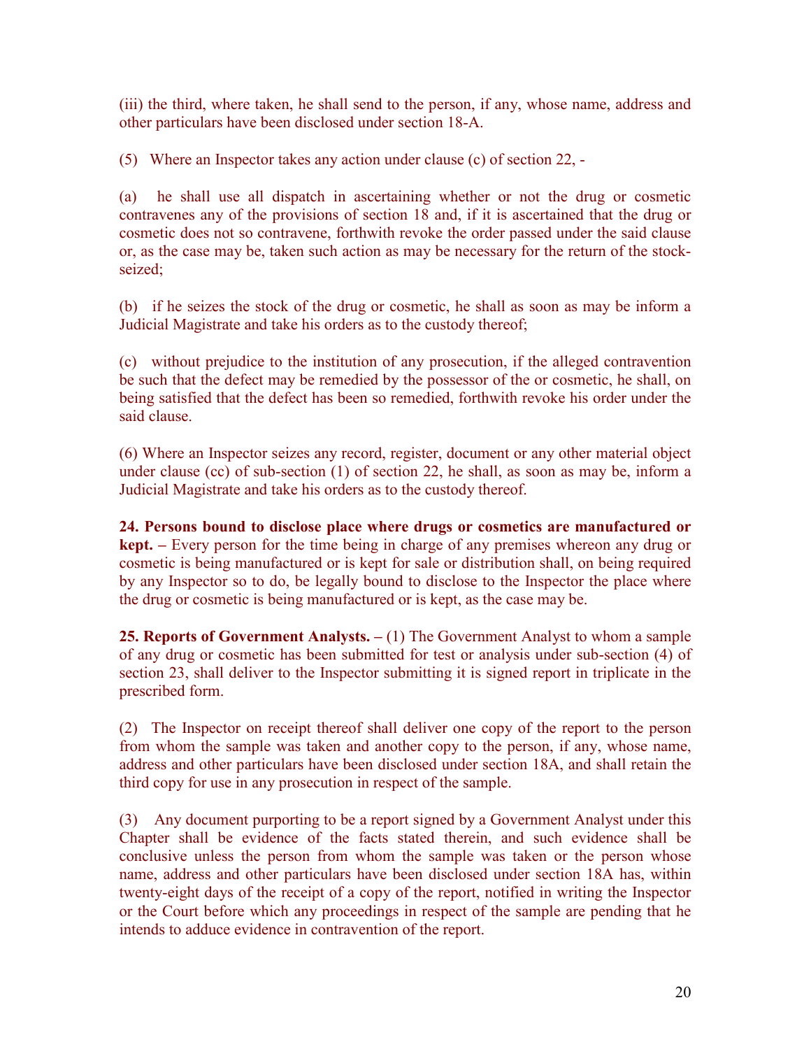(iii) the third, where taken, he shall send to the person, if any, whose name, address and other particulars have been disclosed under section 18-A.

(5) Where an Inspector takes any action under clause (c) of section 22, -

(a) he shall use all dispatch in ascertaining whether or not the drug or cosmetic contravenes any of the provisions of section 18 and, if it is ascertained that the drug or cosmetic does not so contravene, forthwith revoke the order passed under the said clause or, as the case may be, taken such action as may be necessary for the return of the stock-seized;

(b) if he seizes the stock of the drug or cosmetic, he shall as soon as may be inform a Judicial Magistrate and take his orders as to the custody thereof;

(c) without prejudice to the institution of any prosecution, if the alleged contravention be such that the defect may be remedied by the possessor of the or cosmetic, he shall, on being satisfied that the defect has been so remedied, forthwith revoke his order under the said clause.

(6) Where an Inspector seizes any record, register, document or any other material object under clause (cc) of sub-section (1) of section 22, he shall, as soon as may be, inform a Judicial Magistrate and take his orders as to the custody thereof.

**24. Persons bound to disclose place where drugs or cosmetics are manufactured or kept. –** Every person for the time being in charge of any premises whereon any drug or cosmetic is being manufactured or is kept for sale or distribution shall, on being required by any Inspector so to do, be legally bound to disclose to the Inspector the place where the drug or cosmetic is being manufactured or is kept, as the case may be.

**25. Reports of Government Analysts. –** (1) The Government Analyst to whom a sample of any drug or cosmetic has been submitted for test or analysis under sub-section (4) of section 23, shall deliver to the Inspector submitting it is signed report in triplicate in the prescribed form.

(2) The Inspector on receipt thereof shall deliver one copy of the report to the person from whom the sample was taken and another copy to the person, if any, whose name, address and other particulars have been disclosed under section 18A, and shall retain the third copy for use in any prosecution in respect of the sample.

(3) Any document purporting to be a report signed by a Government Analyst under this Chapter shall be evidence of the facts stated therein, and such evidence shall be conclusive unless the person from whom the sample was taken or the person whose name, address and other particulars have been disclosed under section 18A has, within twenty-eight days of the receipt of a copy of the report, notified in writing the Inspector or the Court before which any proceedings in respect of the sample are pending that he intends to adduce evidence in contravention of the report.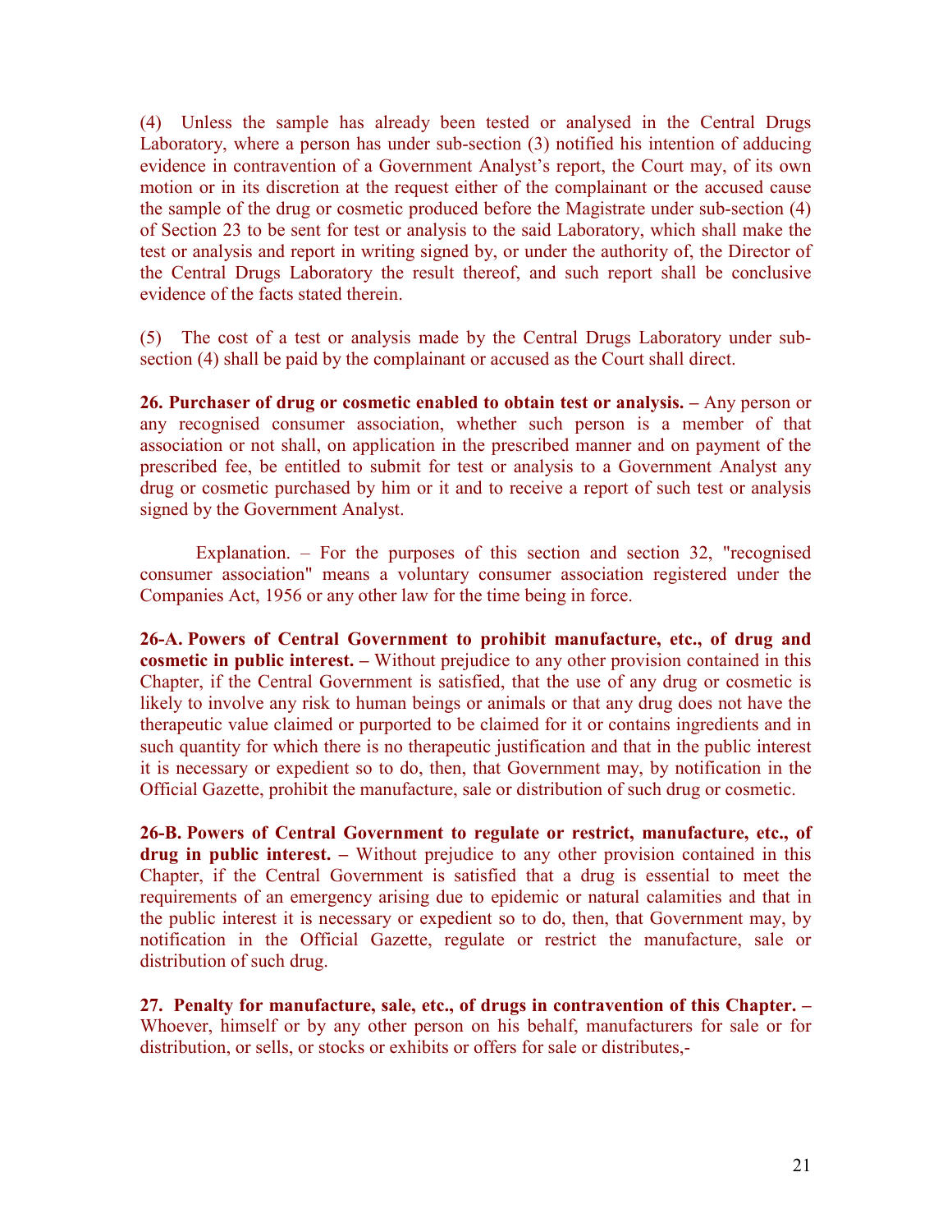(4) Unless the sample has already been tested or analysed in the Central Drugs Laboratory, where a person has under sub-section (3) notified his intention of adducing evidence in contravention of a Government Analyst's report, the Court may, of its own motion or in its discretion at the request either of the complainant or the accused cause the sample of the drug or cosmetic produced before the Magistrate under sub-section (4) of Section 23 to be sent for test or analysis to the said Laboratory, which shall make the test or analysis and report in writing signed by, or under the authority of, the Director of the Central Drugs Laboratory the result thereof, and such report shall be conclusive evidence of the facts stated therein.

(5) The cost of a test or analysis made by the Central Drugs Laboratory under sub-section (4) shall be paid by the complainant or accused as the Court shall direct.

**26. Purchaser of drug or cosmetic enabled to obtain test or analysis. –** Any person or any recognised consumer association, whether such person is a member of that association or not shall, on application in the prescribed manner and on payment of the prescribed fee, be entitled to submit for test or analysis to a Government Analyst any drug or cosmetic purchased by him or it and to receive a report of such test or analysis signed by the Government Analyst.

Explanation. – For the purposes of this section and section 32, "recognised consumer association" means a voluntary consumer association registered under the Companies Act, 1956 or any other law for the time being in force.

**26-A. Powers of Central Government to prohibit manufacture, etc., of drug and cosmetic in public interest. –** Without prejudice to any other provision contained in this Chapter, if the Central Government is satisfied, that the use of any drug or cosmetic is likely to involve any risk to human beings or animals or that any drug does not have the therapeutic value claimed or purported to be claimed for it or contains ingredients and in such quantity for which there is no therapeutic justification and that in the public interest it is necessary or expedient so to do, then, that Government may, by notification in the Official Gazette, prohibit the manufacture, sale or distribution of such drug or cosmetic.

**26-B. Powers of Central Government to regulate or restrict, manufacture, etc., of drug in public interest. –** Without prejudice to any other provision contained in this Chapter, if the Central Government is satisfied that a drug is essential to meet the requirements of an emergency arising due to epidemic or natural calamities and that in the public interest it is necessary or expedient so to do, then, that Government may, by notification in the Official Gazette, regulate or restrict the manufacture, sale or distribution of such drug.

**27. Penalty for manufacture, sale, etc., of drugs in contravention of this Chapter. –** Whoever, himself or by any other person on his behalf, manufacturers for sale or for distribution, or sells, or stocks or exhibits or offers for sale or distributes,-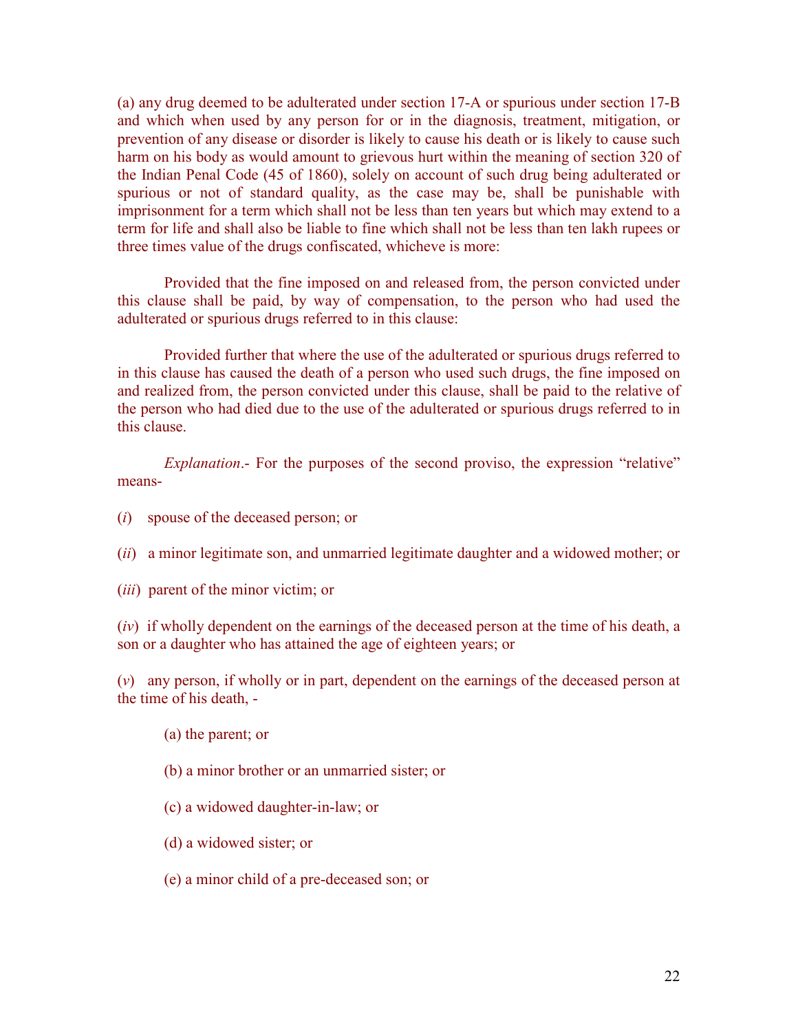(a) any drug deemed to be adulterated under section 17-A or spurious under section 17-B and which when used by any person for or in the diagnosis, treatment, mitigation, or prevention of any disease or disorder is likely to cause his death or is likely to cause such harm on his body as would amount to grievous hurt within the meaning of section 320 of the Indian Penal Code (45 of 1860), solely on account of such drug being adulterated or spurious or not of standard quality, as the case may be, shall be punishable with imprisonment for a term which shall not be less than ten years but which may extend to a term for life and shall also be liable to fine which shall not be less than ten lakh rupees or three times value of the drugs confiscated, whicheve is more:

Provided that the fine imposed on and released from, the person convicted under this clause shall be paid, by way of compensation, to the person who had used the adulterated or spurious drugs referred to in this clause:

Provided further that where the use of the adulterated or spurious drugs referred to in this clause has caused the death of a person who used such drugs, the fine imposed on and realized from, the person convicted under this clause, shall be paid to the relative of the person who had died due to the use of the adulterated or spurious drugs referred to in this clause.

*Explanation*.- For the purposes of the second proviso, the expression "relative" means-

(*i*) spouse of the deceased person; or

(*ii*) a minor legitimate son, and unmarried legitimate daughter and a widowed mother; or

(*iii*) parent of the minor victim; or

(*iv*) if wholly dependent on the earnings of the deceased person at the time of his death, a son or a daughter who has attained the age of eighteen years; or

(*v*) any person, if wholly or in part, dependent on the earnings of the deceased person at the time of his death, -

(a) the parent; or

(b) a minor brother or an unmarried sister; or

(c) a widowed daughter-in-law; or

(d) a widowed sister; or

(e) a minor child of a pre-deceased son; or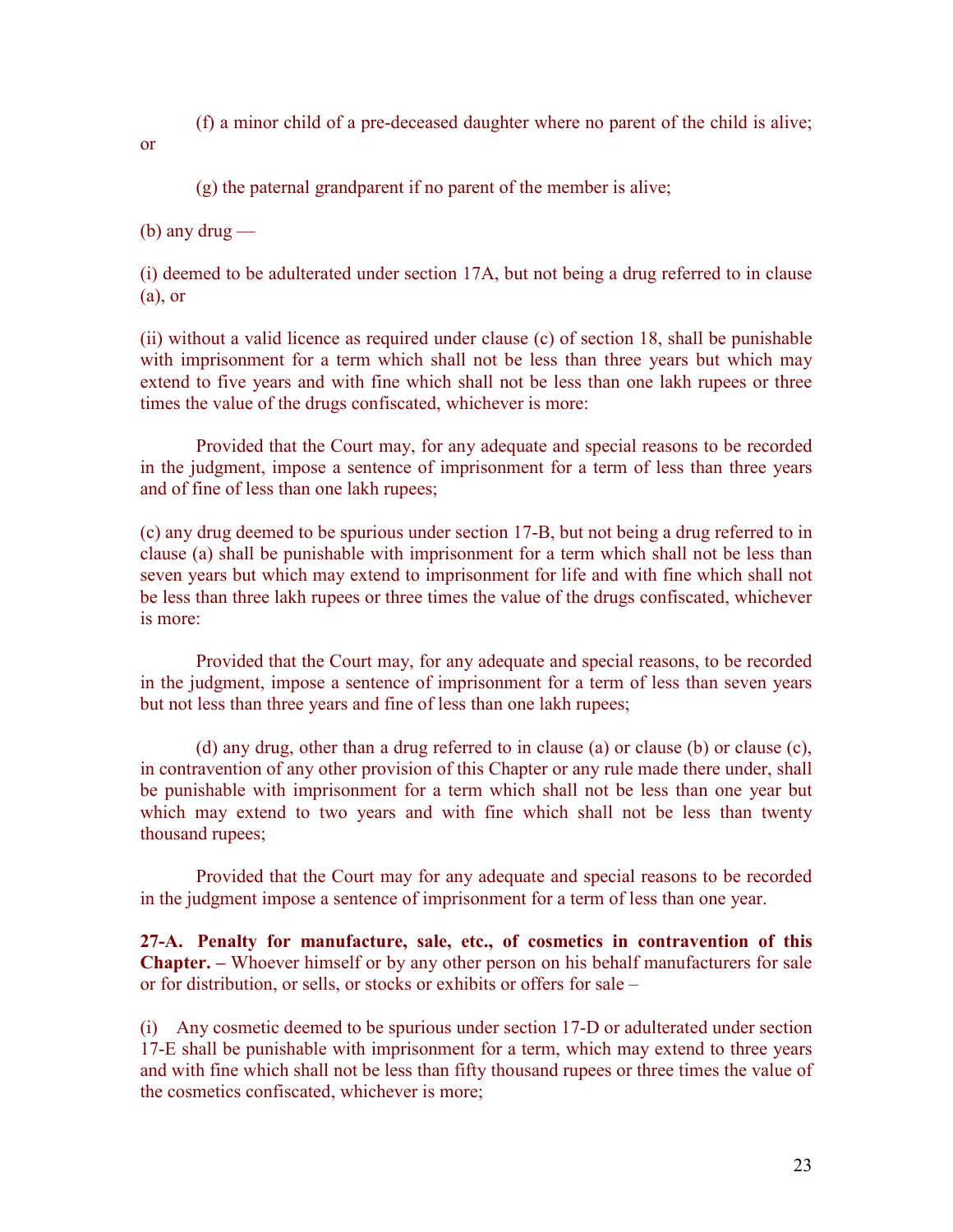(f) a minor child of a pre-deceased daughter where no parent of the child is alive; or

(g) the paternal grandparent if no parent of the member is alive;

(b) any drug —

(i) deemed to be adulterated under section 17A, but not being a drug referred to in clause (a), or

(ii) without a valid licence as required under clause (c) of section 18, shall be punishable with imprisonment for a term which shall not be less than three years but which may extend to five years and with fine which shall not be less than one lakh rupees or three times the value of the drugs confiscated, whichever is more:

Provided that the Court may, for any adequate and special reasons to be recorded in the judgment, impose a sentence of imprisonment for a term of less than three years and of fine of less than one lakh rupees;

(c) any drug deemed to be spurious under section 17-B, but not being a drug referred to in clause (a) shall be punishable with imprisonment for a term which shall not be less than seven years but which may extend to imprisonment for life and with fine which shall not be less than three lakh rupees or three times the value of the drugs confiscated, whichever is more:

Provided that the Court may, for any adequate and special reasons, to be recorded in the judgment, impose a sentence of imprisonment for a term of less than seven years but not less than three years and fine of less than one lakh rupees;

(d) any drug, other than a drug referred to in clause (a) or clause (b) or clause (c), in contravention of any other provision of this Chapter or any rule made there under, shall be punishable with imprisonment for a term which shall not be less than one year but which may extend to two years and with fine which shall not be less than twenty thousand rupees;

Provided that the Court may for any adequate and special reasons to be recorded in the judgment impose a sentence of imprisonment for a term of less than one year.

**27-A. Penalty for manufacture, sale, etc., of cosmetics in contravention of this Chapter. –** Whoever himself or by any other person on his behalf manufacturers for sale or for distribution, or sells, or stocks or exhibits or offers for sale –

(i) Any cosmetic deemed to be spurious under section 17-D or adulterated under section 17-E shall be punishable with imprisonment for a term, which may extend to three years and with fine which shall not be less than fifty thousand rupees or three times the value of the cosmetics confiscated, whichever is more;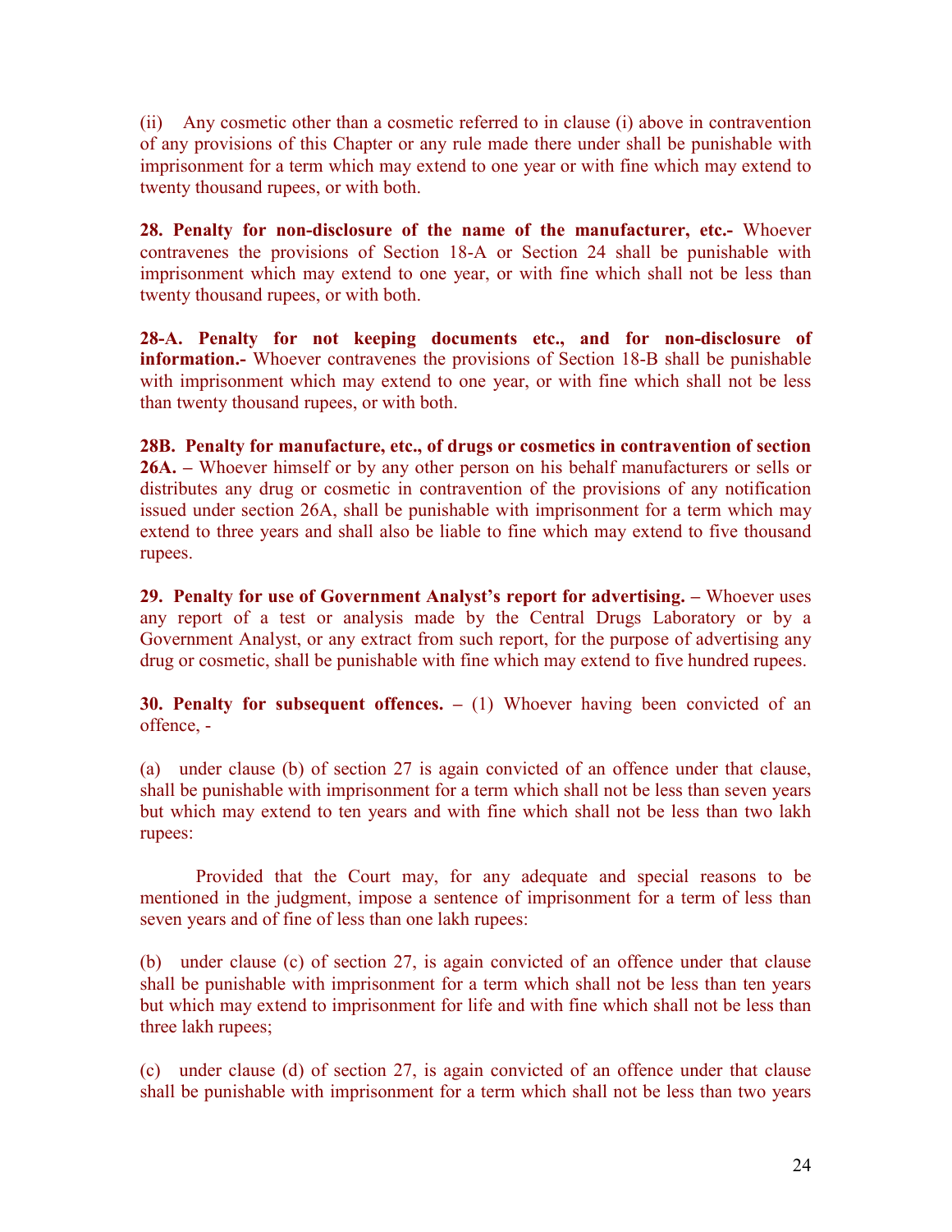(ii) Any cosmetic other than a cosmetic referred to in clause (i) above in contravention of any provisions of this Chapter or any rule made there under shall be punishable with imprisonment for a term which may extend to one year or with fine which may extend to twenty thousand rupees, or with both.

**28. Penalty for non-disclosure of the name of the manufacturer, etc.-** Whoever contravenes the provisions of Section 18-A or Section 24 shall be punishable with imprisonment which may extend to one year, or with fine which shall not be less than twenty thousand rupees, or with both.

**28-A. Penalty for not keeping documents etc., and for non-disclosure of information.-** Whoever contravenes the provisions of Section 18-B shall be punishable with imprisonment which may extend to one year, or with fine which shall not be less than twenty thousand rupees, or with both.

**28B. Penalty for manufacture, etc., of drugs or cosmetics in contravention of section 26A. –** Whoever himself or by any other person on his behalf manufacturers or sells or distributes any drug or cosmetic in contravention of the provisions of any notification issued under section 26A, shall be punishable with imprisonment for a term which may extend to three years and shall also be liable to fine which may extend to five thousand rupees.

**29. Penalty for use of Government Analyst's report for advertising. –** Whoever uses any report of a test or analysis made by the Central Drugs Laboratory or by a Government Analyst, or any extract from such report, for the purpose of advertising any drug or cosmetic, shall be punishable with fine which may extend to five hundred rupees.

**30. Penalty for subsequent offences. –** (1) Whoever having been convicted of an offence, -

(a) under clause (b) of section 27 is again convicted of an offence under that clause, shall be punishable with imprisonment for a term which shall not be less than seven years but which may extend to ten years and with fine which shall not be less than two lakh rupees:

Provided that the Court may, for any adequate and special reasons to be mentioned in the judgment, impose a sentence of imprisonment for a term of less than seven years and of fine of less than one lakh rupees:

(b) under clause (c) of section 27, is again convicted of an offence under that clause shall be punishable with imprisonment for a term which shall not be less than ten years but which may extend to imprisonment for life and with fine which shall not be less than three lakh rupees;

(c) under clause (d) of section 27, is again convicted of an offence under that clause shall be punishable with imprisonment for a term which shall not be less than two years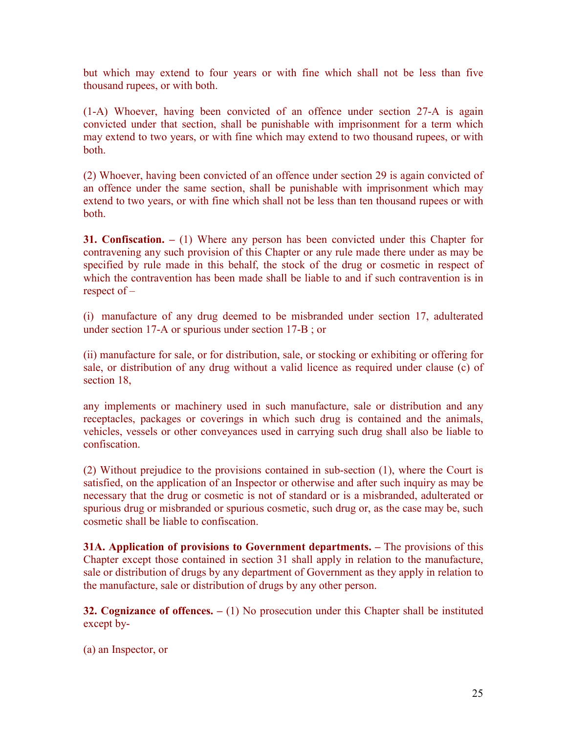but which may extend to four years or with fine which shall not be less than five thousand rupees, or with both.

(1-A) Whoever, having been convicted of an offence under section 27-A is again convicted under that section, shall be punishable with imprisonment for a term which may extend to two years, or with fine which may extend to two thousand rupees, or with both.

(2) Whoever, having been convicted of an offence under section 29 is again convicted of an offence under the same section, shall be punishable with imprisonment which may extend to two years, or with fine which shall not be less than ten thousand rupees or with both.

**31. Confiscation. –** (1) Where any person has been convicted under this Chapter for contravening any such provision of this Chapter or any rule made there under as may be specified by rule made in this behalf, the stock of the drug or cosmetic in respect of which the contravention has been made shall be liable to and if such contravention is in respect of –

(i) manufacture of any drug deemed to be misbranded under section 17, adulterated under section 17-A or spurious under section 17-B ; or

(ii) manufacture for sale, or for distribution, sale, or stocking or exhibiting or offering for sale, or distribution of any drug without a valid licence as required under clause (c) of section 18,

any implements or machinery used in such manufacture, sale or distribution and any receptacles, packages or coverings in which such drug is contained and the animals, vehicles, vessels or other conveyances used in carrying such drug shall also be liable to confiscation.

(2) Without prejudice to the provisions contained in sub-section (1), where the Court is satisfied, on the application of an Inspector or otherwise and after such inquiry as may be necessary that the drug or cosmetic is not of standard or is a misbranded, adulterated or spurious drug or misbranded or spurious cosmetic, such drug or, as the case may be, such cosmetic shall be liable to confiscation.

**31A. Application of provisions to Government departments. –** The provisions of this Chapter except those contained in section 31 shall apply in relation to the manufacture, sale or distribution of drugs by any department of Government as they apply in relation to the manufacture, sale or distribution of drugs by any other person.

**32. Cognizance of offences. –** (1) No prosecution under this Chapter shall be instituted except by-

(a) an Inspector, or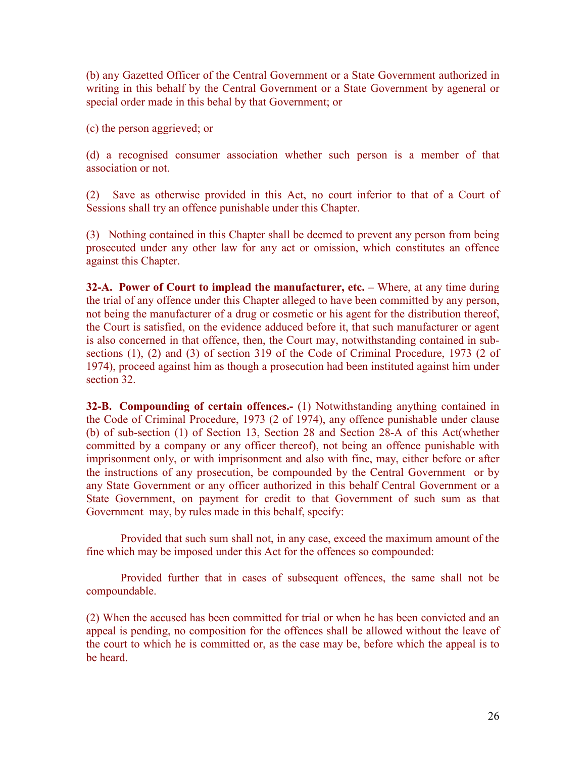(b) any Gazetted Officer of the Central Government or a State Government authorized in writing in this behalf by the Central Government or a State Government by ageneral or special order made in this behal by that Government; or

(c) the person aggrieved; or

(d) a recognised consumer association whether such person is a member of that association or not.

(2) Save as otherwise provided in this Act, no court inferior to that of a Court of Sessions shall try an offence punishable under this Chapter.

(3) Nothing contained in this Chapter shall be deemed to prevent any person from being prosecuted under any other law for any act or omission, which constitutes an offence against this Chapter.

**32-A. Power of Court to implead the manufacturer, etc. –** Where, at any time during the trial of any offence under this Chapter alleged to have been committed by any person, not being the manufacturer of a drug or cosmetic or his agent for the distribution thereof, the Court is satisfied, on the evidence adduced before it, that such manufacturer or agent is also concerned in that offence, then, the Court may, notwithstanding contained in sub-sections (1), (2) and (3) of section 319 of the Code of Criminal Procedure, 1973 (2 of 1974), proceed against him as though a prosecution had been instituted against him under section 32.

**32-B. Compounding of certain offences.-** (1) Notwithstanding anything contained in the Code of Criminal Procedure, 1973 (2 of 1974), any offence punishable under clause (b) of sub-section (1) of Section 13, Section 28 and Section 28-A of this Act(whether committed by a company or any officer thereof), not being an offence punishable with imprisonment only, or with imprisonment and also with fine, may, either before or after the instructions of any prosecution, be compounded by the Central Government or by any State Government or any officer authorized in this behalf Central Government or a State Government, on payment for credit to that Government of such sum as that Government may, by rules made in this behalf, specify:

Provided that such sum shall not, in any case, exceed the maximum amount of the fine which may be imposed under this Act for the offences so compounded:

Provided further that in cases of subsequent offences, the same shall not be compoundable.

(2) When the accused has been committed for trial or when he has been convicted and an appeal is pending, no composition for the offences shall be allowed without the leave of the court to which he is committed or, as the case may be, before which the appeal is to be heard.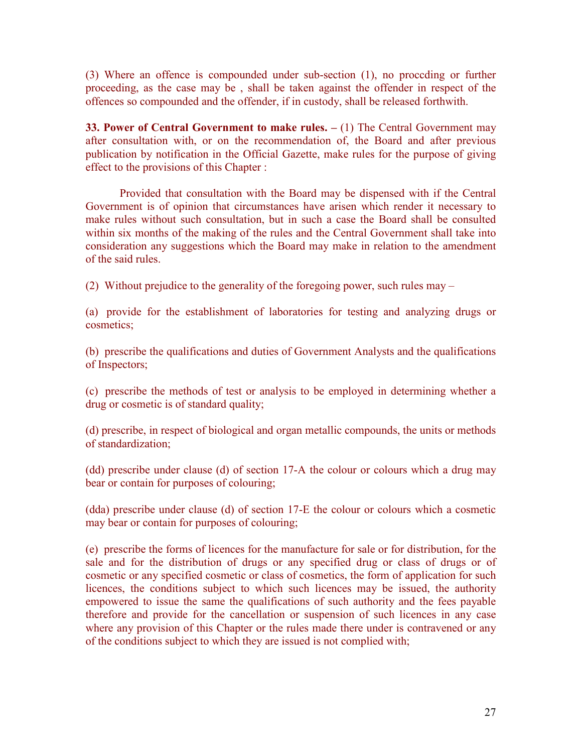(3) Where an offence is compounded under sub-section (1), no proccding or further proceeding, as the case may be , shall be taken against the offender in respect of the offences so compounded and the offender, if in custody, shall be released forthwith.

**33. Power of Central Government to make rules. –** (1) The Central Government may after consultation with, or on the recommendation of, the Board and after previous publication by notification in the Official Gazette, make rules for the purpose of giving effect to the provisions of this Chapter :

Provided that consultation with the Board may be dispensed with if the Central Government is of opinion that circumstances have arisen which render it necessary to make rules without such consultation, but in such a case the Board shall be consulted within six months of the making of the rules and the Central Government shall take into consideration any suggestions which the Board may make in relation to the amendment of the said rules.

(2) Without prejudice to the generality of the foregoing power, such rules may –

(a) provide for the establishment of laboratories for testing and analyzing drugs or cosmetics;

(b) prescribe the qualifications and duties of Government Analysts and the qualifications of Inspectors;

(c) prescribe the methods of test or analysis to be employed in determining whether a drug or cosmetic is of standard quality;

(d) prescribe, in respect of biological and organ metallic compounds, the units or methods of standardization;

(dd) prescribe under clause (d) of section 17-A the colour or colours which a drug may bear or contain for purposes of colouring;

(dda) prescribe under clause (d) of section 17-E the colour or colours which a cosmetic may bear or contain for purposes of colouring;

(e) prescribe the forms of licences for the manufacture for sale or for distribution, for the sale and for the distribution of drugs or any specified drug or class of drugs or of cosmetic or any specified cosmetic or class of cosmetics, the form of application for such licences, the conditions subject to which such licences may be issued, the authority empowered to issue the same the qualifications of such authority and the fees payable therefore and provide for the cancellation or suspension of such licences in any case where any provision of this Chapter or the rules made there under is contravened or any of the conditions subject to which they are issued is not complied with;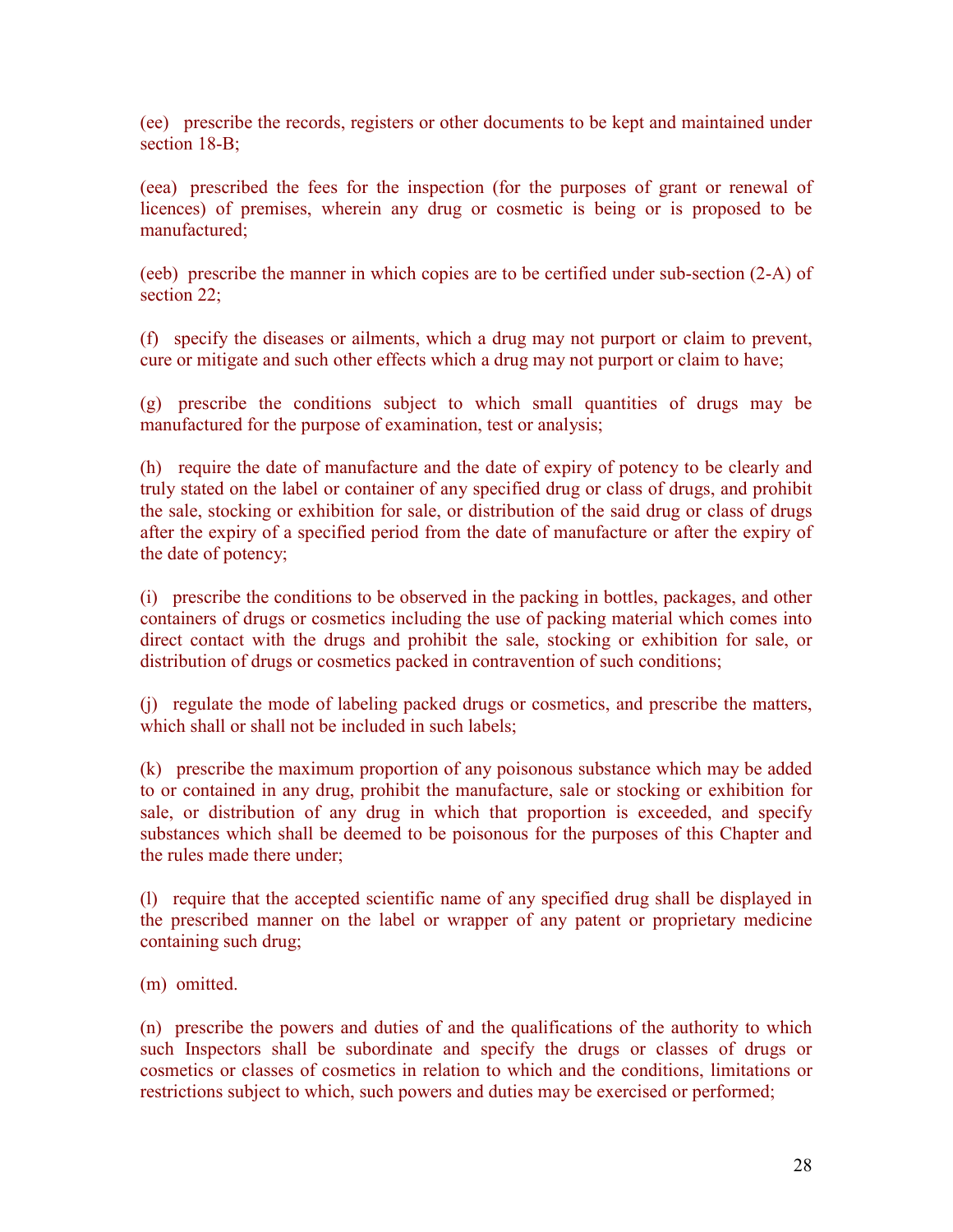(ee) prescribe the records, registers or other documents to be kept and maintained under section 18-B;

(eea) prescribed the fees for the inspection (for the purposes of grant or renewal of licences) of premises, wherein any drug or cosmetic is being or is proposed to be manufactured;

(eeb) prescribe the manner in which copies are to be certified under sub-section (2-A) of section 22;

(f) specify the diseases or ailments, which a drug may not purport or claim to prevent, cure or mitigate and such other effects which a drug may not purport or claim to have;

(g) prescribe the conditions subject to which small quantities of drugs may be manufactured for the purpose of examination, test or analysis;

(h) require the date of manufacture and the date of expiry of potency to be clearly and truly stated on the label or container of any specified drug or class of drugs, and prohibit the sale, stocking or exhibition for sale, or distribution of the said drug or class of drugs after the expiry of a specified period from the date of manufacture or after the expiry of the date of potency;

(i) prescribe the conditions to be observed in the packing in bottles, packages, and other containers of drugs or cosmetics including the use of packing material which comes into direct contact with the drugs and prohibit the sale, stocking or exhibition for sale, or distribution of drugs or cosmetics packed in contravention of such conditions;

(j) regulate the mode of labeling packed drugs or cosmetics, and prescribe the matters, which shall or shall not be included in such labels;

(k) prescribe the maximum proportion of any poisonous substance which may be added to or contained in any drug, prohibit the manufacture, sale or stocking or exhibition for sale, or distribution of any drug in which that proportion is exceeded, and specify substances which shall be deemed to be poisonous for the purposes of this Chapter and the rules made there under;

(l) require that the accepted scientific name of any specified drug shall be displayed in the prescribed manner on the label or wrapper of any patent or proprietary medicine containing such drug;

(m) omitted.

(n) prescribe the powers and duties of and the qualifications of the authority to which such Inspectors shall be subordinate and specify the drugs or classes of drugs or cosmetics or classes of cosmetics in relation to which and the conditions, limitations or restrictions subject to which, such powers and duties may be exercised or performed;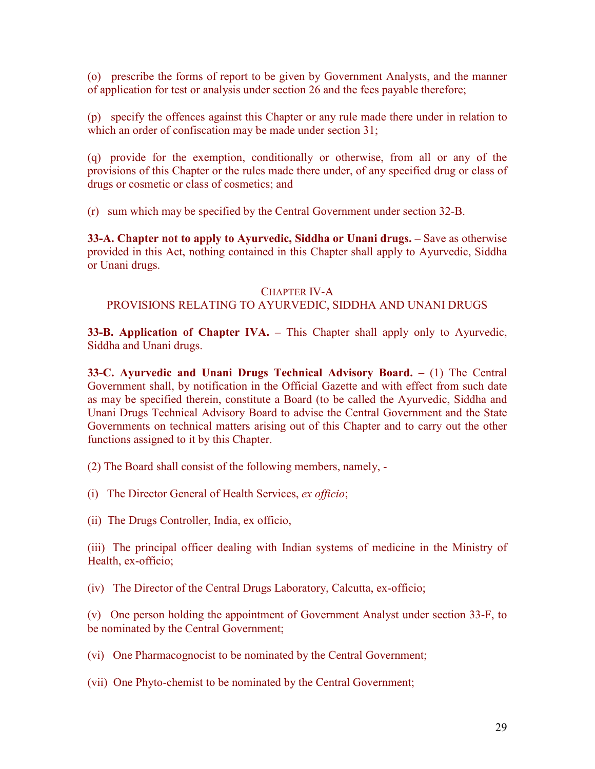(o) prescribe the forms of report to be given by Government Analysts, and the manner of application for test or analysis under section 26 and the fees payable therefore;

(p) specify the offences against this Chapter or any rule made there under in relation to which an order of confiscation may be made under section 31;

(q) provide for the exemption, conditionally or otherwise, from all or any of the provisions of this Chapter or the rules made there under, of any specified drug or class of drugs or cosmetic or class of cosmetics; and

(r) sum which may be specified by the Central Government under section 32-B.

**33-A. Chapter not to apply to Ayurvedic, Siddha or Unani drugs. –** Save as otherwise provided in this Act, nothing contained in this Chapter shall apply to Ayurvedic, Siddha or Unani drugs.

## CHAPTER IV-A
## PROVISIONS RELATING TO AYURVEDIC, SIDDHA AND UNANI DRUGS

**33-B. Application of Chapter IVA. –** This Chapter shall apply only to Ayurvedic, Siddha and Unani drugs.

**33-C. Ayurvedic and Unani Drugs Technical Advisory Board. –** (1) The Central Government shall, by notification in the Official Gazette and with effect from such date as may be specified therein, constitute a Board (to be called the Ayurvedic, Siddha and Unani Drugs Technical Advisory Board to advise the Central Government and the State Governments on technical matters arising out of this Chapter and to carry out the other functions assigned to it by this Chapter.

(2) The Board shall consist of the following members, namely, -

(i) The Director General of Health Services, *ex officio*;

(ii) The Drugs Controller, India, ex officio,

(iii) The principal officer dealing with Indian systems of medicine in the Ministry of Health, ex-officio;

(iv) The Director of the Central Drugs Laboratory, Calcutta, ex-officio;

(v) One person holding the appointment of Government Analyst under section 33-F, to be nominated by the Central Government;

(vi) One Pharmacognocist to be nominated by the Central Government;

(vii) One Phyto-chemist to be nominated by the Central Government;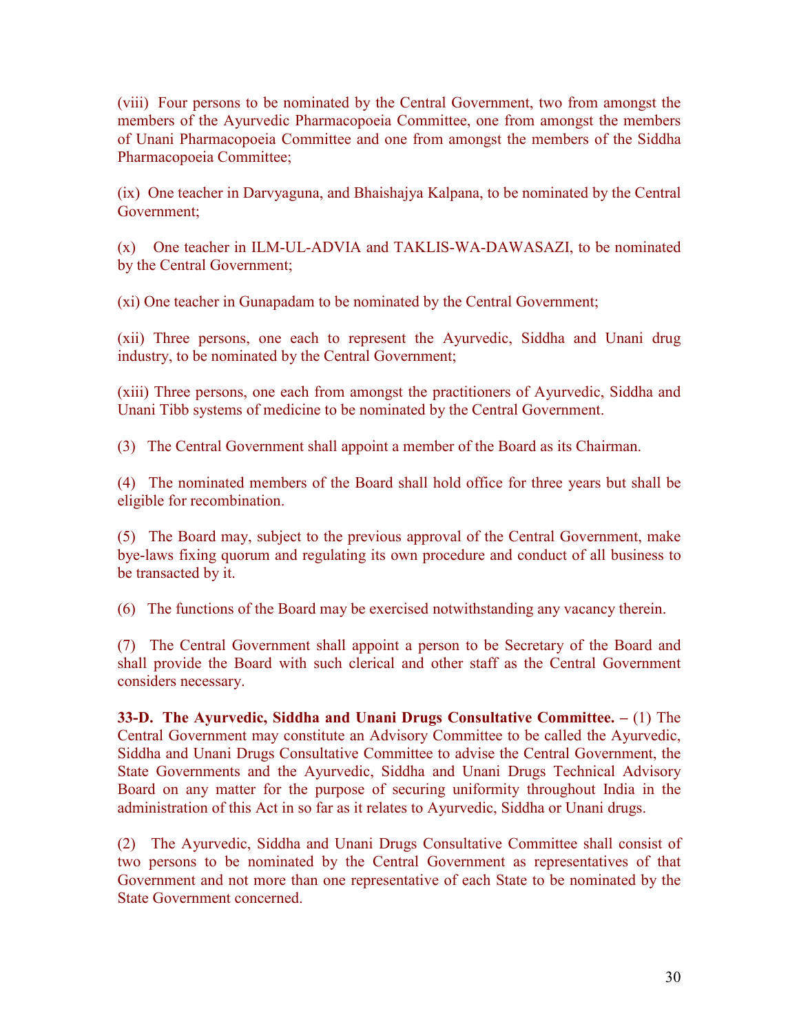(viii) Four persons to be nominated by the Central Government, two from amongst the members of the Ayurvedic Pharmacopoeia Committee, one from amongst the members of Unani Pharmacopoeia Committee and one from amongst the members of the Siddha Pharmacopoeia Committee;

(ix) One teacher in Darvyaguna, and Bhaishajya Kalpana, to be nominated by the Central Government;

(x) One teacher in ILM-UL-ADVIA and TAKLIS-WA-DAWASAZI, to be nominated by the Central Government;

(xi) One teacher in Gunapadam to be nominated by the Central Government;

(xii) Three persons, one each to represent the Ayurvedic, Siddha and Unani drug industry, to be nominated by the Central Government;

(xiii) Three persons, one each from amongst the practitioners of Ayurvedic, Siddha and Unani Tibb systems of medicine to be nominated by the Central Government.

(3) The Central Government shall appoint a member of the Board as its Chairman.

(4) The nominated members of the Board shall hold office for three years but shall be eligible for recombination.

(5) The Board may, subject to the previous approval of the Central Government, make bye-laws fixing quorum and regulating its own procedure and conduct of all business to be transacted by it.

(6) The functions of the Board may be exercised notwithstanding any vacancy therein.

(7) The Central Government shall appoint a person to be Secretary of the Board and shall provide the Board with such clerical and other staff as the Central Government considers necessary.

**33-D. The Ayurvedic, Siddha and Unani Drugs Consultative Committee. –** (1) The Central Government may constitute an Advisory Committee to be called the Ayurvedic, Siddha and Unani Drugs Consultative Committee to advise the Central Government, the State Governments and the Ayurvedic, Siddha and Unani Drugs Technical Advisory Board on any matter for the purpose of securing uniformity throughout India in the administration of this Act in so far as it relates to Ayurvedic, Siddha or Unani drugs.

(2) The Ayurvedic, Siddha and Unani Drugs Consultative Committee shall consist of two persons to be nominated by the Central Government as representatives of that Government and not more than one representative of each State to be nominated by the State Government concerned.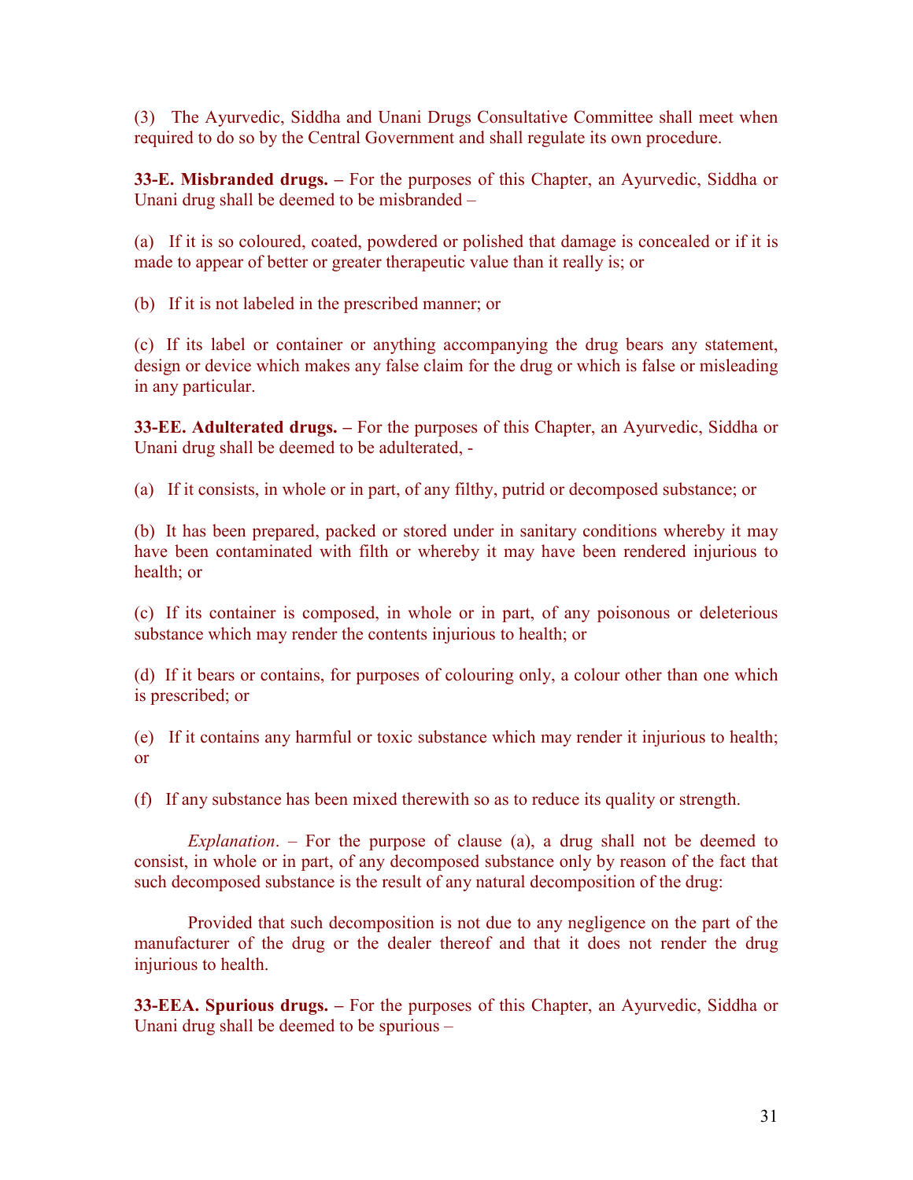(3) The Ayurvedic, Siddha and Unani Drugs Consultative Committee shall meet when required to do so by the Central Government and shall regulate its own procedure.

**33-E. Misbranded drugs. –** For the purposes of this Chapter, an Ayurvedic, Siddha or Unani drug shall be deemed to be misbranded –

(a) If it is so coloured, coated, powdered or polished that damage is concealed or if it is made to appear of better or greater therapeutic value than it really is; or

(b) If it is not labeled in the prescribed manner; or

(c) If its label or container or anything accompanying the drug bears any statement, design or device which makes any false claim for the drug or which is false or misleading in any particular.

**33-EE. Adulterated drugs. –** For the purposes of this Chapter, an Ayurvedic, Siddha or Unani drug shall be deemed to be adulterated, -

(a) If it consists, in whole or in part, of any filthy, putrid or decomposed substance; or

(b) It has been prepared, packed or stored under in sanitary conditions whereby it may have been contaminated with filth or whereby it may have been rendered injurious to health; or

(c) If its container is composed, in whole or in part, of any poisonous or deleterious substance which may render the contents injurious to health; or

(d) If it bears or contains, for purposes of colouring only, a colour other than one which is prescribed; or

(e) If it contains any harmful or toxic substance which may render it injurious to health; or

(f) If any substance has been mixed therewith so as to reduce its quality or strength.

*Explanation*. – For the purpose of clause (a), a drug shall not be deemed to consist, in whole or in part, of any decomposed substance only by reason of the fact that such decomposed substance is the result of any natural decomposition of the drug:

Provided that such decomposition is not due to any negligence on the part of the manufacturer of the drug or the dealer thereof and that it does not render the drug injurious to health.

**33-EEA. Spurious drugs. –** For the purposes of this Chapter, an Ayurvedic, Siddha or Unani drug shall be deemed to be spurious –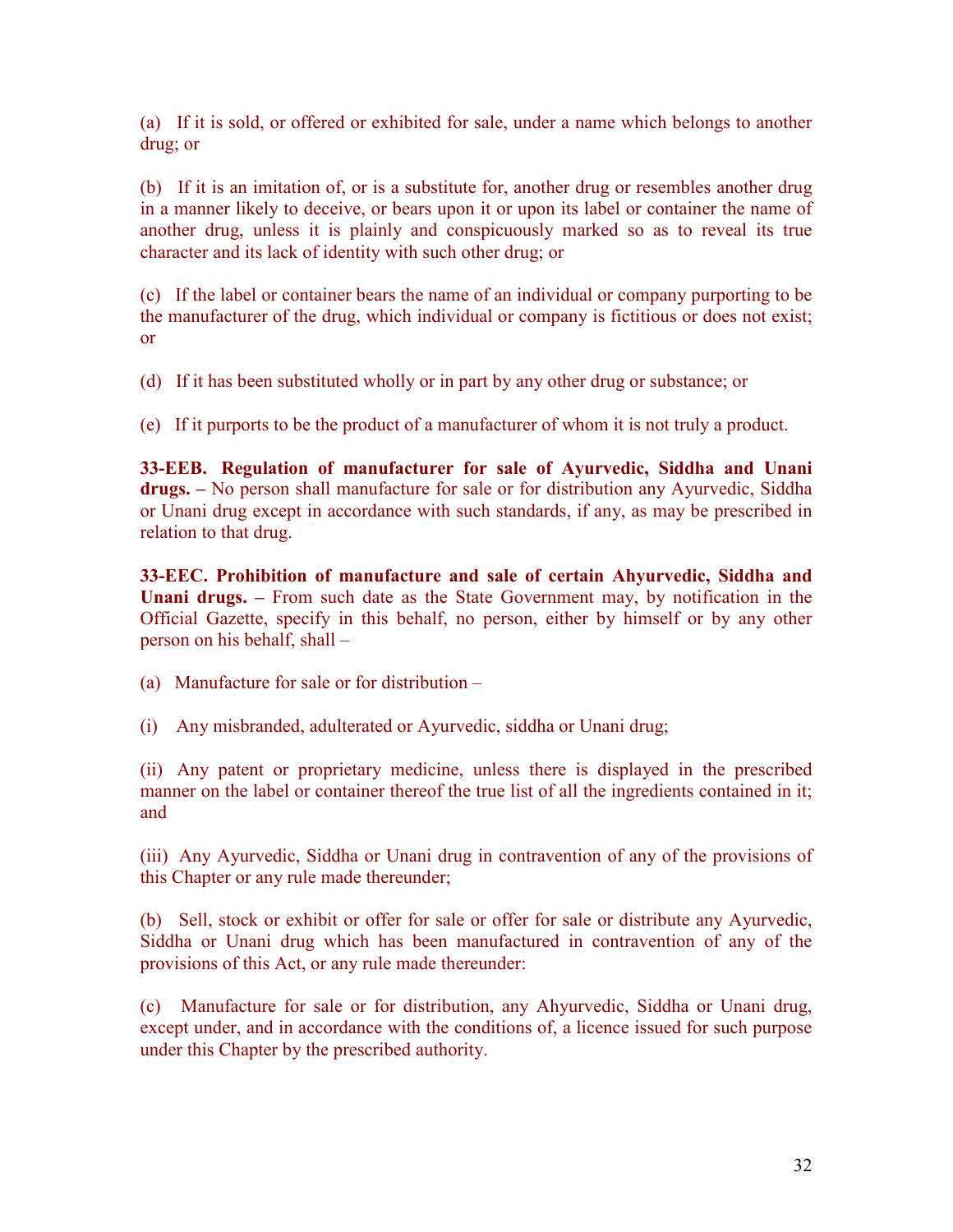(a) If it is sold, or offered or exhibited for sale, under a name which belongs to another drug; or

(b) If it is an imitation of, or is a substitute for, another drug or resembles another drug in a manner likely to deceive, or bears upon it or upon its label or container the name of another drug, unless it is plainly and conspicuously marked so as to reveal its true character and its lack of identity with such other drug; or

(c) If the label or container bears the name of an individual or company purporting to be the manufacturer of the drug, which individual or company is fictitious or does not exist; or

(d) If it has been substituted wholly or in part by any other drug or substance; or

(e) If it purports to be the product of a manufacturer of whom it is not truly a product.

**33-EEB. Regulation of manufacturer for sale of Ayurvedic, Siddha and Unani drugs. –** No person shall manufacture for sale or for distribution any Ayurvedic, Siddha or Unani drug except in accordance with such standards, if any, as may be prescribed in relation to that drug.

**33-EEC. Prohibition of manufacture and sale of certain Ahyurvedic, Siddha and Unani drugs. –** From such date as the State Government may, by notification in the Official Gazette, specify in this behalf, no person, either by himself or by any other person on his behalf, shall –

(a) Manufacture for sale or for distribution –

(i) Any misbranded, adulterated or Ayurvedic, siddha or Unani drug;

(ii) Any patent or proprietary medicine, unless there is displayed in the prescribed manner on the label or container thereof the true list of all the ingredients contained in it; and

(iii) Any Ayurvedic, Siddha or Unani drug in contravention of any of the provisions of this Chapter or any rule made thereunder;

(b) Sell, stock or exhibit or offer for sale or offer for sale or distribute any Ayurvedic, Siddha or Unani drug which has been manufactured in contravention of any of the provisions of this Act, or any rule made thereunder:

(c) Manufacture for sale or for distribution, any Ahyurvedic, Siddha or Unani drug, except under, and in accordance with the conditions of, a licence issued for such purpose under this Chapter by the prescribed authority.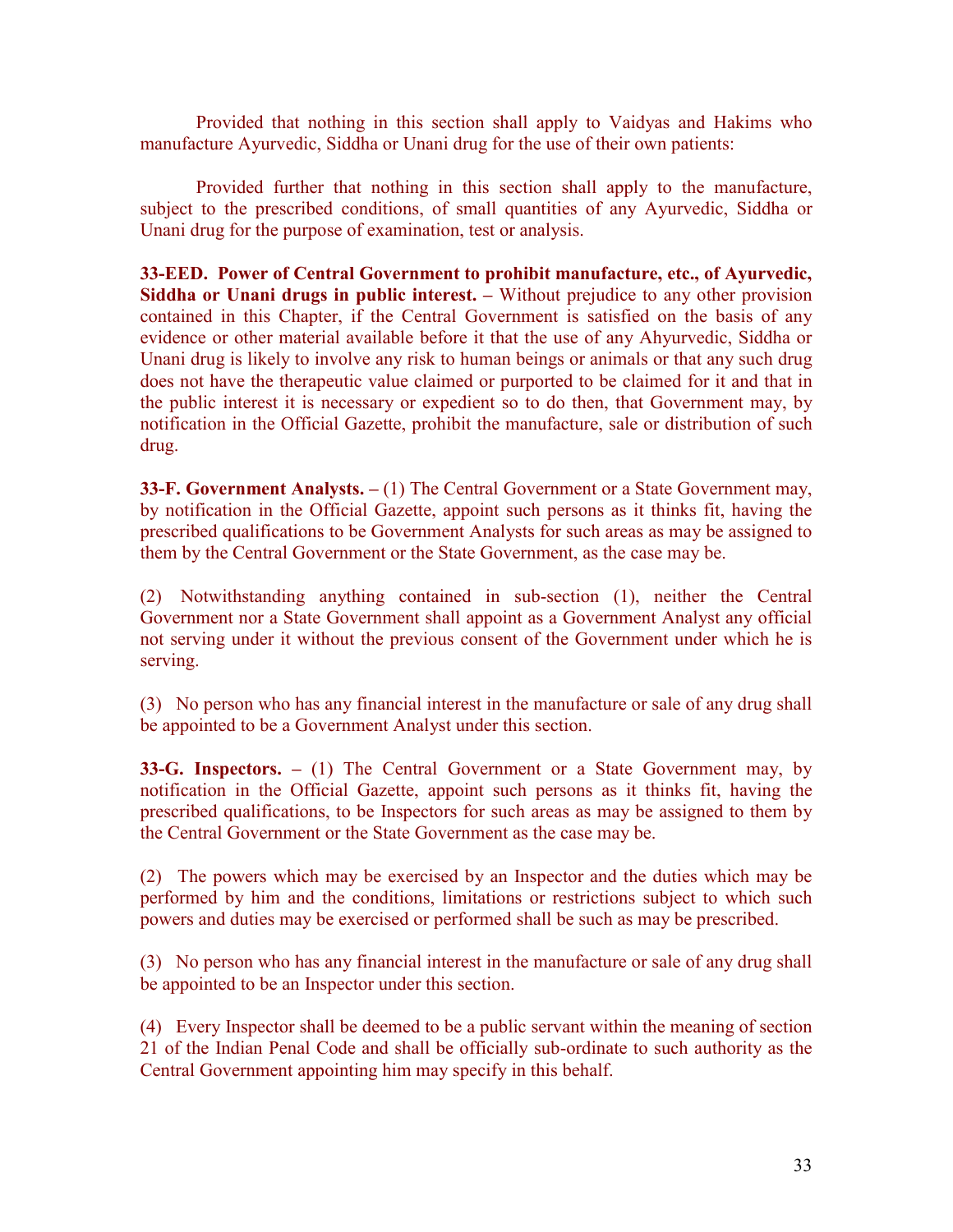Provided that nothing in this section shall apply to Vaidyas and Hakims who manufacture Ayurvedic, Siddha or Unani drug for the use of their own patients:

Provided further that nothing in this section shall apply to the manufacture, subject to the prescribed conditions, of small quantities of any Ayurvedic, Siddha or Unani drug for the purpose of examination, test or analysis.

**33-EED. Power of Central Government to prohibit manufacture, etc., of Ayurvedic, Siddha or Unani drugs in public interest. –** Without prejudice to any other provision contained in this Chapter, if the Central Government is satisfied on the basis of any evidence or other material available before it that the use of any Ahyurvedic, Siddha or Unani drug is likely to involve any risk to human beings or animals or that any such drug does not have the therapeutic value claimed or purported to be claimed for it and that in the public interest it is necessary or expedient so to do then, that Government may, by notification in the Official Gazette, prohibit the manufacture, sale or distribution of such drug.

**33-F. Government Analysts. –** (1) The Central Government or a State Government may, by notification in the Official Gazette, appoint such persons as it thinks fit, having the prescribed qualifications to be Government Analysts for such areas as may be assigned to them by the Central Government or the State Government, as the case may be.

(2) Notwithstanding anything contained in sub-section (1), neither the Central Government nor a State Government shall appoint as a Government Analyst any official not serving under it without the previous consent of the Government under which he is serving.

(3) No person who has any financial interest in the manufacture or sale of any drug shall be appointed to be a Government Analyst under this section.

**33-G. Inspectors. –** (1) The Central Government or a State Government may, by notification in the Official Gazette, appoint such persons as it thinks fit, having the prescribed qualifications, to be Inspectors for such areas as may be assigned to them by the Central Government or the State Government as the case may be.

(2) The powers which may be exercised by an Inspector and the duties which may be performed by him and the conditions, limitations or restrictions subject to which such powers and duties may be exercised or performed shall be such as may be prescribed.

(3) No person who has any financial interest in the manufacture or sale of any drug shall be appointed to be an Inspector under this section.

(4) Every Inspector shall be deemed to be a public servant within the meaning of section 21 of the Indian Penal Code and shall be officially sub-ordinate to such authority as the Central Government appointing him may specify in this behalf.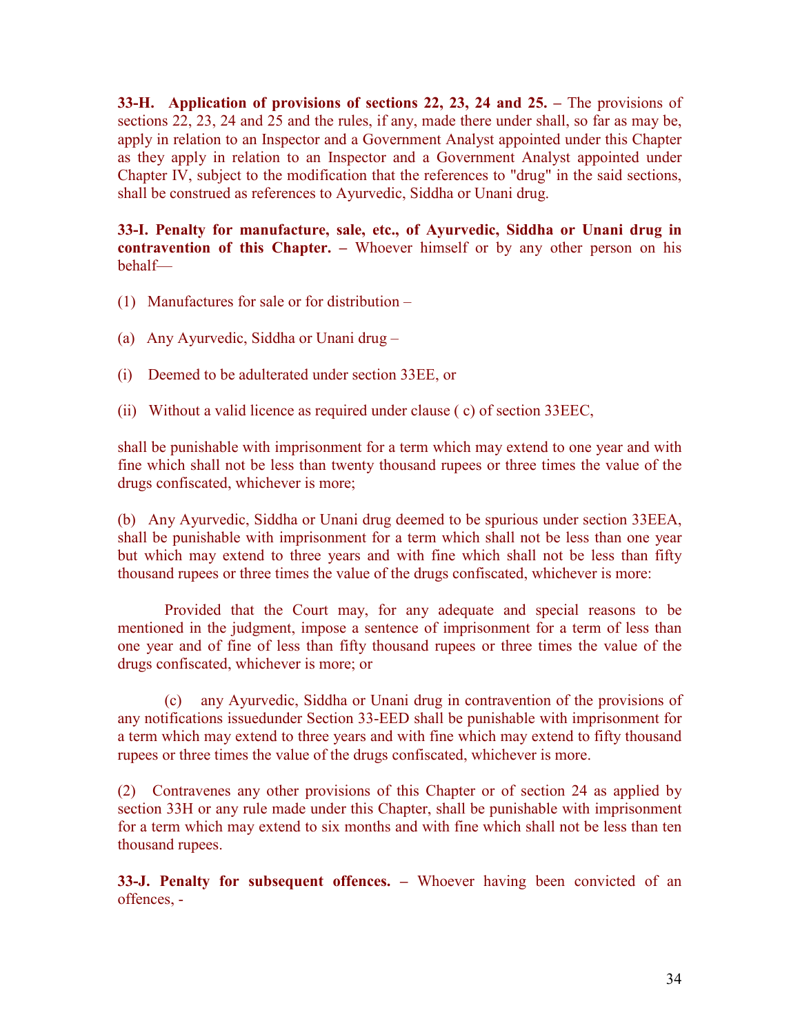**33-H. Application of provisions of sections 22, 23, 24 and 25. –** The provisions of sections 22, 23, 24 and 25 and the rules, if any, made there under shall, so far as may be, apply in relation to an Inspector and a Government Analyst appointed under this Chapter as they apply in relation to an Inspector and a Government Analyst appointed under Chapter IV, subject to the modification that the references to "drug" in the said sections, shall be construed as references to Ayurvedic, Siddha or Unani drug.

**33-I. Penalty for manufacture, sale, etc., of Ayurvedic, Siddha or Unani drug in contravention of this Chapter. –** Whoever himself or by any other person on his behalf—

(1) Manufactures for sale or for distribution –

(a) Any Ayurvedic, Siddha or Unani drug –

(i) Deemed to be adulterated under section 33EE, or

(ii) Without a valid licence as required under clause ( c) of section 33EEC,

shall be punishable with imprisonment for a term which may extend to one year and with fine which shall not be less than twenty thousand rupees or three times the value of the drugs confiscated, whichever is more;

(b) Any Ayurvedic, Siddha or Unani drug deemed to be spurious under section 33EEA, shall be punishable with imprisonment for a term which shall not be less than one year but which may extend to three years and with fine which shall not be less than fifty thousand rupees or three times the value of the drugs confiscated, whichever is more:

Provided that the Court may, for any adequate and special reasons to be mentioned in the judgment, impose a sentence of imprisonment for a term of less than one year and of fine of less than fifty thousand rupees or three times the value of the drugs confiscated, whichever is more; or

(c) any Ayurvedic, Siddha or Unani drug in contravention of the provisions of any notifications issuedunder Section 33-EED shall be punishable with imprisonment for a term which may extend to three years and with fine which may extend to fifty thousand rupees or three times the value of the drugs confiscated, whichever is more.

(2) Contravenes any other provisions of this Chapter or of section 24 as applied by section 33H or any rule made under this Chapter, shall be punishable with imprisonment for a term which may extend to six months and with fine which shall not be less than ten thousand rupees.

**33-J. Penalty for subsequent offences. –** Whoever having been convicted of an offences, -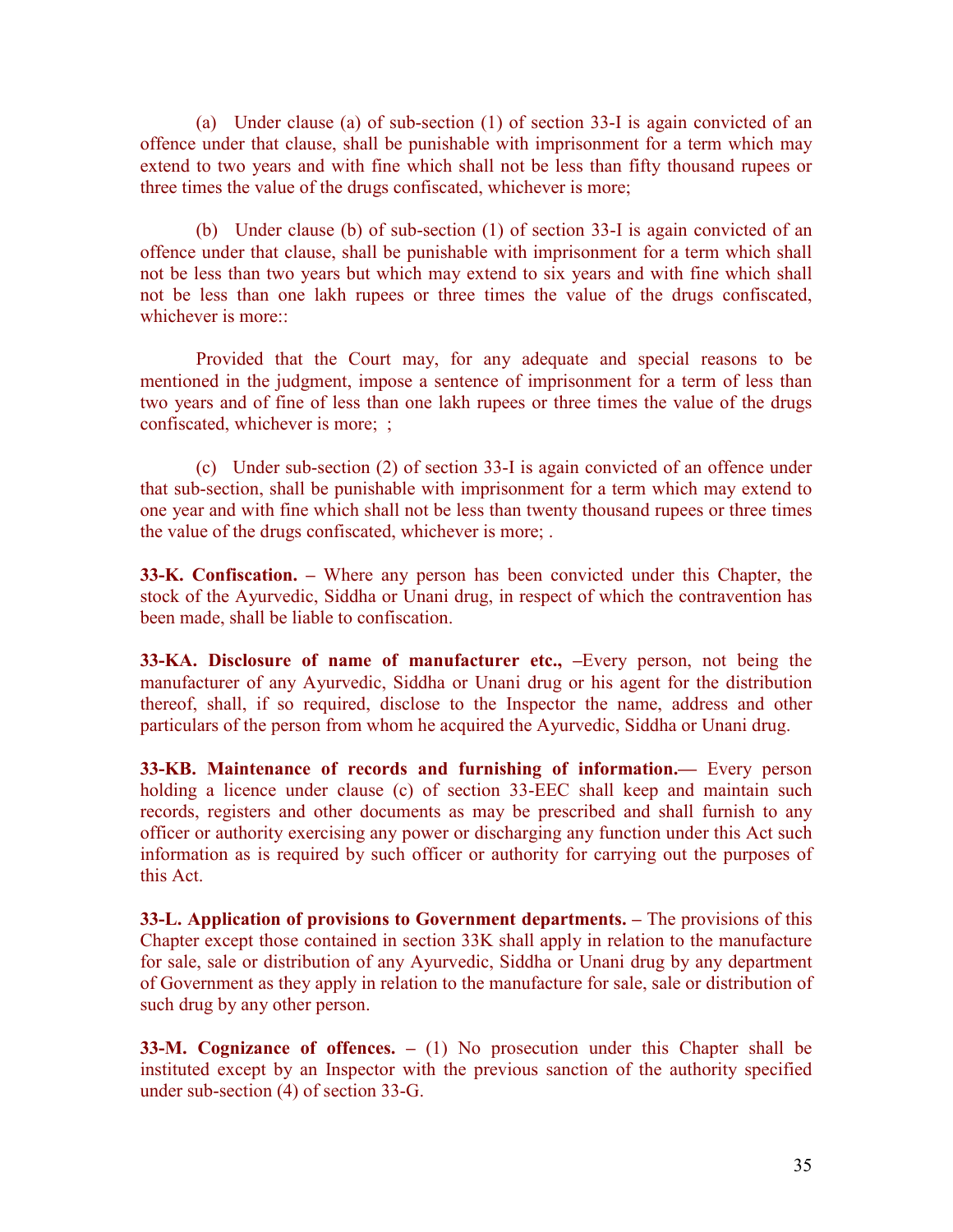(a) Under clause (a) of sub-section (1) of section 33-I is again convicted of an offence under that clause, shall be punishable with imprisonment for a term which may extend to two years and with fine which shall not be less than fifty thousand rupees or three times the value of the drugs confiscated, whichever is more;

(b) Under clause (b) of sub-section (1) of section 33-I is again convicted of an offence under that clause, shall be punishable with imprisonment for a term which shall not be less than two years but which may extend to six years and with fine which shall not be less than one lakh rupees or three times the value of the drugs confiscated, whichever is more::

Provided that the Court may, for any adequate and special reasons to be mentioned in the judgment, impose a sentence of imprisonment for a term of less than two years and of fine of less than one lakh rupees or three times the value of the drugs confiscated, whichever is more; ;

(c) Under sub-section (2) of section 33-I is again convicted of an offence under that sub-section, shall be punishable with imprisonment for a term which may extend to one year and with fine which shall not be less than twenty thousand rupees or three times the value of the drugs confiscated, whichever is more; .

**33-K. Confiscation. –** Where any person has been convicted under this Chapter, the stock of the Ayurvedic, Siddha or Unani drug, in respect of which the contravention has been made, shall be liable to confiscation.

**33-KA. Disclosure of name of manufacturer etc., –**Every person, not being the manufacturer of any Ayurvedic, Siddha or Unani drug or his agent for the distribution thereof, shall, if so required, disclose to the Inspector the name, address and other particulars of the person from whom he acquired the Ayurvedic, Siddha or Unani drug.

**33-KB. Maintenance of records and furnishing of information.—** Every person holding a licence under clause (c) of section 33-EEC shall keep and maintain such records, registers and other documents as may be prescribed and shall furnish to any officer or authority exercising any power or discharging any function under this Act such information as is required by such officer or authority for carrying out the purposes of this Act.

**33-L. Application of provisions to Government departments. –** The provisions of this Chapter except those contained in section 33K shall apply in relation to the manufacture for sale, sale or distribution of any Ayurvedic, Siddha or Unani drug by any department of Government as they apply in relation to the manufacture for sale, sale or distribution of such drug by any other person.

**33-M. Cognizance of offences. –** (1) No prosecution under this Chapter shall be instituted except by an Inspector with the previous sanction of the authority specified under sub-section (4) of section 33-G.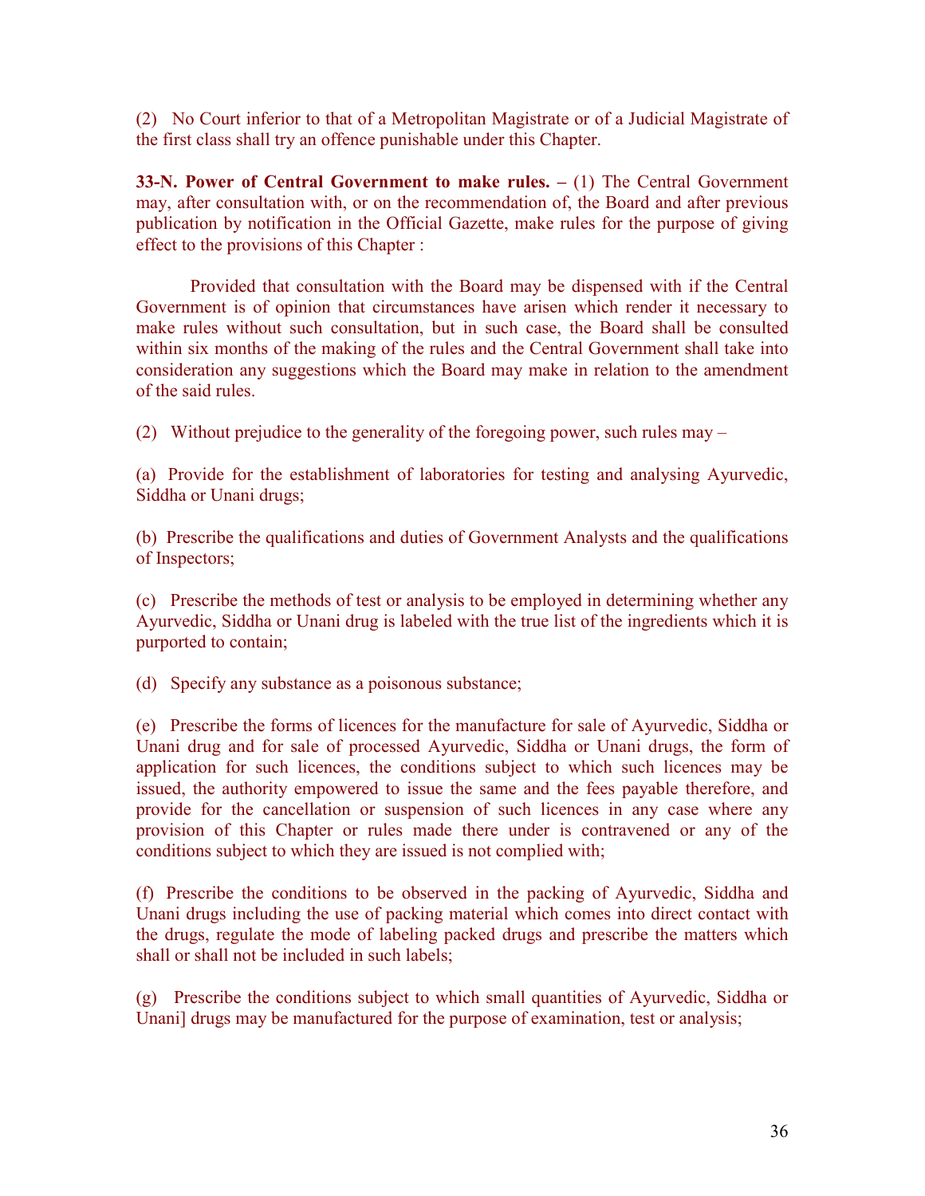(2) No Court inferior to that of a Metropolitan Magistrate or of a Judicial Magistrate of the first class shall try an offence punishable under this Chapter.

**33-N. Power of Central Government to make rules. –** (1) The Central Government may, after consultation with, or on the recommendation of, the Board and after previous publication by notification in the Official Gazette, make rules for the purpose of giving effect to the provisions of this Chapter :

Provided that consultation with the Board may be dispensed with if the Central Government is of opinion that circumstances have arisen which render it necessary to make rules without such consultation, but in such case, the Board shall be consulted within six months of the making of the rules and the Central Government shall take into consideration any suggestions which the Board may make in relation to the amendment of the said rules.

(2) Without prejudice to the generality of the foregoing power, such rules may –

(a) Provide for the establishment of laboratories for testing and analysing Ayurvedic, Siddha or Unani drugs;

(b) Prescribe the qualifications and duties of Government Analysts and the qualifications of Inspectors;

(c) Prescribe the methods of test or analysis to be employed in determining whether any Ayurvedic, Siddha or Unani drug is labeled with the true list of the ingredients which it is purported to contain;

(d) Specify any substance as a poisonous substance;

(e) Prescribe the forms of licences for the manufacture for sale of Ayurvedic, Siddha or Unani drug and for sale of processed Ayurvedic, Siddha or Unani drugs, the form of application for such licences, the conditions subject to which such licences may be issued, the authority empowered to issue the same and the fees payable therefore, and provide for the cancellation or suspension of such licences in any case where any provision of this Chapter or rules made there under is contravened or any of the conditions subject to which they are issued is not complied with;

(f) Prescribe the conditions to be observed in the packing of Ayurvedic, Siddha and Unani drugs including the use of packing material which comes into direct contact with the drugs, regulate the mode of labeling packed drugs and prescribe the matters which shall or shall not be included in such labels;

(g) Prescribe the conditions subject to which small quantities of Ayurvedic, Siddha or Unani] drugs may be manufactured for the purpose of examination, test or analysis;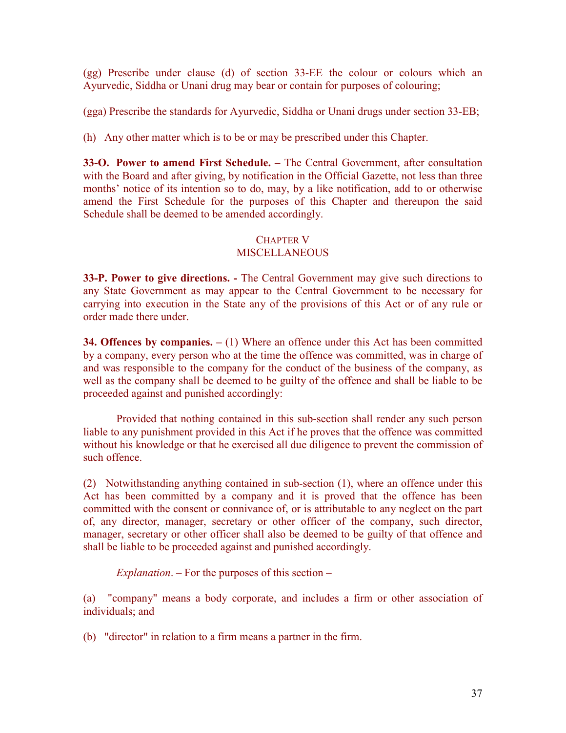(gg) Prescribe under clause (d) of section 33-EE the colour or colours which an Ayurvedic, Siddha or Unani drug may bear or contain for purposes of colouring;

(gga) Prescribe the standards for Ayurvedic, Siddha or Unani drugs under section 33-EB;

(h) Any other matter which is to be or may be prescribed under this Chapter.

**33-O. Power to amend First Schedule. –** The Central Government, after consultation with the Board and after giving, by notification in the Official Gazette, not less than three months' notice of its intention so to do, may, by a like notification, add to or otherwise amend the First Schedule for the purposes of this Chapter and thereupon the said Schedule shall be deemed to be amended accordingly.

## CHAPTER V
## MISCELLANEOUS

**33-P. Power to give directions. -** The Central Government may give such directions to any State Government as may appear to the Central Government to be necessary for carrying into execution in the State any of the provisions of this Act or of any rule or order made there under.

**34. Offences by companies. –** (1) Where an offence under this Act has been committed by a company, every person who at the time the offence was committed, was in charge of and was responsible to the company for the conduct of the business of the company, as well as the company shall be deemed to be guilty of the offence and shall be liable to be proceeded against and punished accordingly:

Provided that nothing contained in this sub-section shall render any such person liable to any punishment provided in this Act if he proves that the offence was committed without his knowledge or that he exercised all due diligence to prevent the commission of such offence.

(2) Notwithstanding anything contained in sub-section (1), where an offence under this Act has been committed by a company and it is proved that the offence has been committed with the consent or connivance of, or is attributable to any neglect on the part of, any director, manager, secretary or other officer of the company, such director, manager, secretary or other officer shall also be deemed to be guilty of that offence and shall be liable to be proceeded against and punished accordingly.

*Explanation*. – For the purposes of this section –

(a) "company" means a body corporate, and includes a firm or other association of individuals; and

(b) "director" in relation to a firm means a partner in the firm.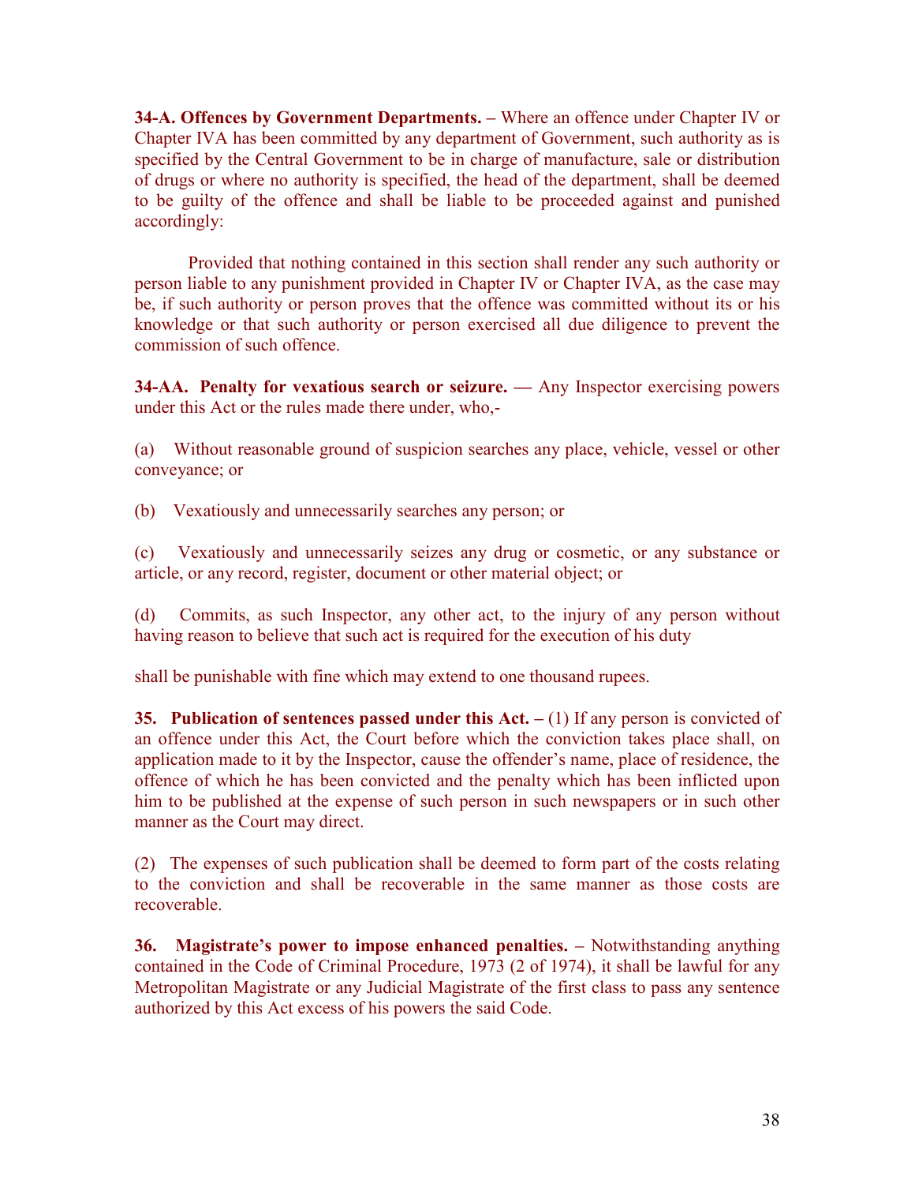**34-A. Offences by Government Departments. –** Where an offence under Chapter IV or Chapter IVA has been committed by any department of Government, such authority as is specified by the Central Government to be in charge of manufacture, sale or distribution of drugs or where no authority is specified, the head of the department, shall be deemed to be guilty of the offence and shall be liable to be proceeded against and punished accordingly:

Provided that nothing contained in this section shall render any such authority or person liable to any punishment provided in Chapter IV or Chapter IVA, as the case may be, if such authority or person proves that the offence was committed without its or his knowledge or that such authority or person exercised all due diligence to prevent the commission of such offence.

**34-AA. Penalty for vexatious search or seizure. —** Any Inspector exercising powers under this Act or the rules made there under, who,-

(a) Without reasonable ground of suspicion searches any place, vehicle, vessel or other conveyance; or

(b) Vexatiously and unnecessarily searches any person; or

(c) Vexatiously and unnecessarily seizes any drug or cosmetic, or any substance or article, or any record, register, document or other material object; or

(d) Commits, as such Inspector, any other act, to the injury of any person without having reason to believe that such act is required for the execution of his duty

shall be punishable with fine which may extend to one thousand rupees.

**35. Publication of sentences passed under this Act. –** (1) If any person is convicted of an offence under this Act, the Court before which the conviction takes place shall, on application made to it by the Inspector, cause the offender's name, place of residence, the offence of which he has been convicted and the penalty which has been inflicted upon him to be published at the expense of such person in such newspapers or in such other manner as the Court may direct.

(2) The expenses of such publication shall be deemed to form part of the costs relating to the conviction and shall be recoverable in the same manner as those costs are recoverable.

**36. Magistrate's power to impose enhanced penalties. –** Notwithstanding anything contained in the Code of Criminal Procedure, 1973 (2 of 1974), it shall be lawful for any Metropolitan Magistrate or any Judicial Magistrate of the first class to pass any sentence authorized by this Act excess of his powers the said Code.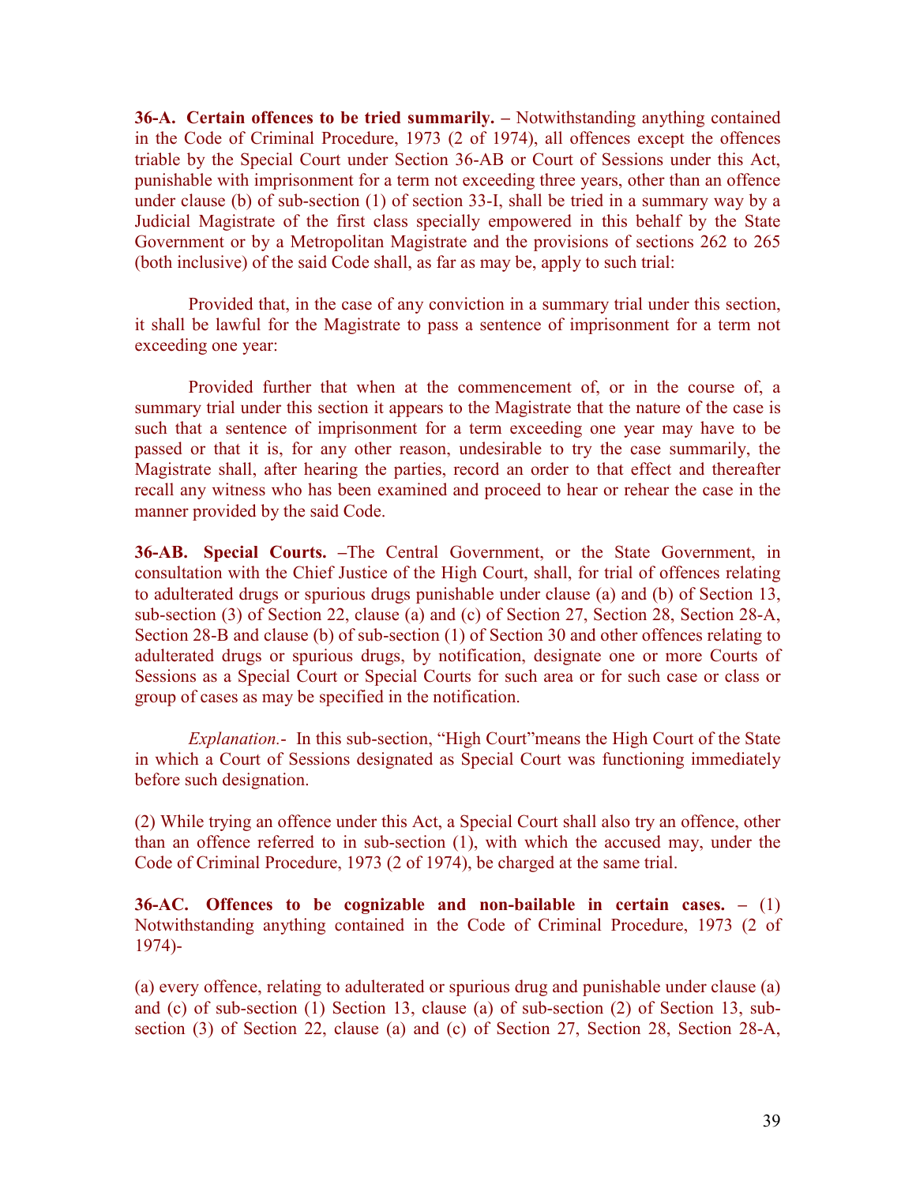**36-A. Certain offences to be tried summarily. –** Notwithstanding anything contained in the Code of Criminal Procedure, 1973 (2 of 1974), all offences except the offences triable by the Special Court under Section 36-AB or Court of Sessions under this Act, punishable with imprisonment for a term not exceeding three years, other than an offence under clause (b) of sub-section (1) of section 33-I, shall be tried in a summary way by a Judicial Magistrate of the first class specially empowered in this behalf by the State Government or by a Metropolitan Magistrate and the provisions of sections 262 to 265 (both inclusive) of the said Code shall, as far as may be, apply to such trial:

Provided that, in the case of any conviction in a summary trial under this section, it shall be lawful for the Magistrate to pass a sentence of imprisonment for a term not exceeding one year:

Provided further that when at the commencement of, or in the course of, a summary trial under this section it appears to the Magistrate that the nature of the case is such that a sentence of imprisonment for a term exceeding one year may have to be passed or that it is, for any other reason, undesirable to try the case summarily, the Magistrate shall, after hearing the parties, record an order to that effect and thereafter recall any witness who has been examined and proceed to hear or rehear the case in the manner provided by the said Code.

**36-AB. Special Courts. –**The Central Government, or the State Government, in consultation with the Chief Justice of the High Court, shall, for trial of offences relating to adulterated drugs or spurious drugs punishable under clause (a) and (b) of Section 13, sub-section (3) of Section 22, clause (a) and (c) of Section 27, Section 28, Section 28-A, Section 28-B and clause (b) of sub-section (1) of Section 30 and other offences relating to adulterated drugs or spurious drugs, by notification, designate one or more Courts of Sessions as a Special Court or Special Courts for such area or for such case or class or group of cases as may be specified in the notification.

*Explanation.-* In this sub-section, "High Court"means the High Court of the State in which a Court of Sessions designated as Special Court was functioning immediately before such designation.

(2) While trying an offence under this Act, a Special Court shall also try an offence, other than an offence referred to in sub-section (1), with which the accused may, under the Code of Criminal Procedure, 1973 (2 of 1974), be charged at the same trial.

**36-AC. Offences to be cognizable and non-bailable in certain cases. –** (1) Notwithstanding anything contained in the Code of Criminal Procedure, 1973 (2 of 1974)-

(a) every offence, relating to adulterated or spurious drug and punishable under clause (a) and (c) of sub-section (1) Section 13, clause (a) of sub-section (2) of Section 13, sub-section (3) of Section 22, clause (a) and (c) of Section 27, Section 28, Section 28-A,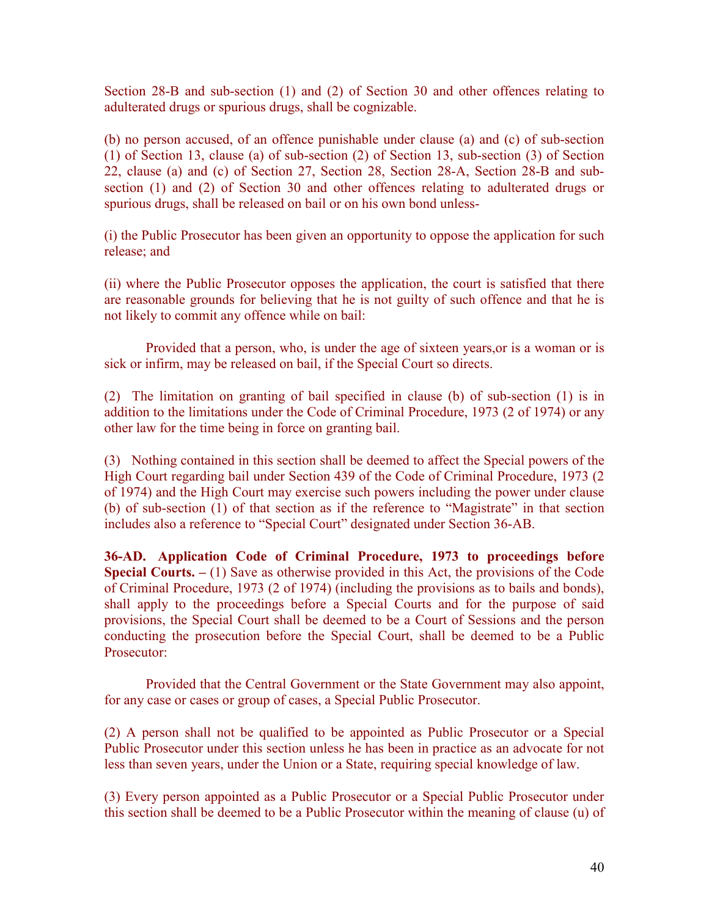Section 28-B and sub-section (1) and (2) of Section 30 and other offences relating to adulterated drugs or spurious drugs, shall be cognizable.

(b) no person accused, of an offence punishable under clause (a) and (c) of sub-section (1) of Section 13, clause (a) of sub-section (2) of Section 13, sub-section (3) of Section 22, clause (a) and (c) of Section 27, Section 28, Section 28-A, Section 28-B and sub-section (1) and (2) of Section 30 and other offences relating to adulterated drugs or spurious drugs, shall be released on bail or on his own bond unless-

(i) the Public Prosecutor has been given an opportunity to oppose the application for such release; and

(ii) where the Public Prosecutor opposes the application, the court is satisfied that there are reasonable grounds for believing that he is not guilty of such offence and that he is not likely to commit any offence while on bail:

Provided that a person, who, is under the age of sixteen years,or is a woman or is sick or infirm, may be released on bail, if the Special Court so directs.

(2) The limitation on granting of bail specified in clause (b) of sub-section (1) is in addition to the limitations under the Code of Criminal Procedure, 1973 (2 of 1974) or any other law for the time being in force on granting bail.

(3) Nothing contained in this section shall be deemed to affect the Special powers of the High Court regarding bail under Section 439 of the Code of Criminal Procedure, 1973 (2 of 1974) and the High Court may exercise such powers including the power under clause (b) of sub-section (1) of that section as if the reference to "Magistrate" in that section includes also a reference to "Special Court" designated under Section 36-AB.

**36-AD. Application Code of Criminal Procedure, 1973 to proceedings before Special Courts. –** (1) Save as otherwise provided in this Act, the provisions of the Code of Criminal Procedure, 1973 (2 of 1974) (including the provisions as to bails and bonds), shall apply to the proceedings before a Special Courts and for the purpose of said provisions, the Special Court shall be deemed to be a Court of Sessions and the person conducting the prosecution before the Special Court, shall be deemed to be a Public Prosecutor:

Provided that the Central Government or the State Government may also appoint, for any case or cases or group of cases, a Special Public Prosecutor.

(2) A person shall not be qualified to be appointed as Public Prosecutor or a Special Public Prosecutor under this section unless he has been in practice as an advocate for not less than seven years, under the Union or a State, requiring special knowledge of law.

(3) Every person appointed as a Public Prosecutor or a Special Public Prosecutor under this section shall be deemed to be a Public Prosecutor within the meaning of clause (u) of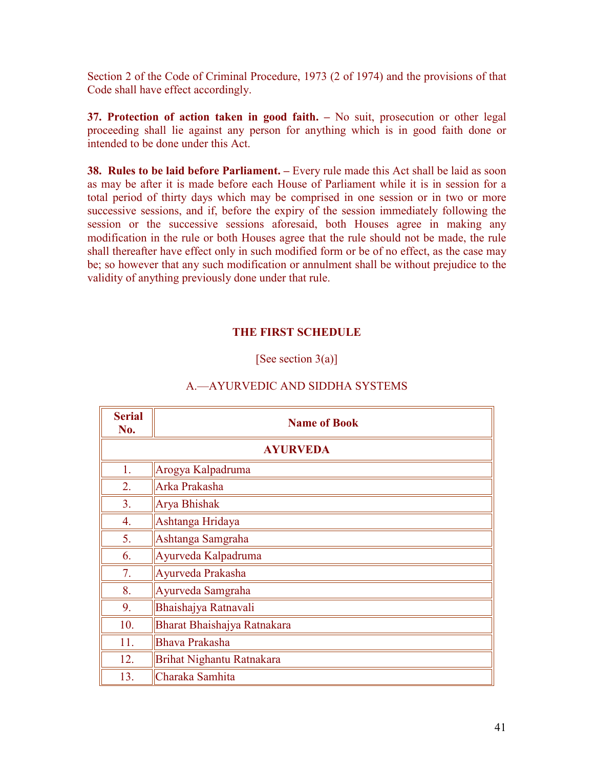Section 2 of the Code of Criminal Procedure, 1973 (2 of 1974) and the provisions of that Code shall have effect accordingly.

**37. Protection of action taken in good faith. –** No suit, prosecution or other legal proceeding shall lie against any person for anything which is in good faith done or intended to be done under this Act.

**38. Rules to be laid before Parliament. –** Every rule made this Act shall be laid as soon as may be after it is made before each House of Parliament while it is in session for a total period of thirty days which may be comprised in one session or in two or more successive sessions, and if, before the expiry of the session immediately following the session or the successive sessions aforesaid, both Houses agree in making any modification in the rule or both Houses agree that the rule should not be made, the rule shall thereafter have effect only in such modified form or be of no effect, as the case may be; so however that any such modification or annulment shall be without prejudice to the validity of anything previously done under that rule.

## THE FIRST SCHEDULE

[See section 3(a)]

A.—AYURVEDIC AND SIDDHA SYSTEMS

| Serial No. | Name of Book |
|---|---|
| **AYURVEDA** | |
| 1. | Arogya Kalpadruma |
| 2. | Arka Prakasha |
| 3. | Arya Bhishak |
| 4. | Ashtanga Hridaya |
| 5. | Ashtanga Samgraha |
| 6. | Ayurveda Kalpadruma |
| 7. | Ayurveda Prakasha |
| 8. | Ayurveda Samgraha |
| 9. | Bhaishajya Ratnavali |
| 10. | Bharat Bhaishajya Ratnakara |
| 11. | Bhava Prakasha |
| 12. | Brihat Nighantu Ratnakara |
| 13. | Charaka Samhita |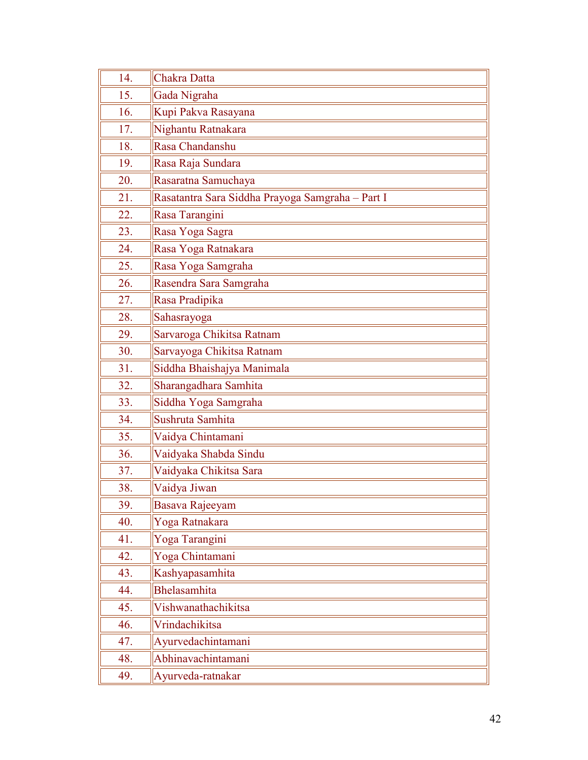| | |
|---|---|
| 14. | Chakra Datta |
| 15. | Gada Nigraha |
| 16. | Kupi Pakva Rasayana |
| 17. | Nighantu Ratnakara |
| 18. | Rasa Chandanshu |
| 19. | Rasa Raja Sundara |
| 20. | Rasaratna Samuchaya |
| 21. | Rasatantra Sara Siddha Prayoga Samgraha – Part I |
| 22. | Rasa Tarangini |
| 23. | Rasa Yoga Sagra |
| 24. | Rasa Yoga Ratnakara |
| 25. | Rasa Yoga Samgraha |
| 26. | Rasendra Sara Samgraha |
| 27. | Rasa Pradipika |
| 28. | Sahasrayoga |
| 29. | Sarvaroga Chikitsa Ratnam |
| 30. | Sarvayoga Chikitsa Ratnam |
| 31. | Siddha Bhaishajya Manimala |
| 32. | Sharangadhara Samhita |
| 33. | Siddha Yoga Samgraha |
| 34. | Sushruta Samhita |
| 35. | Vaidya Chintamani |
| 36. | Vaidyaka Shabda Sindu |
| 37. | Vaidyaka Chikitsa Sara |
| 38. | Vaidya Jiwan |
| 39. | Basava Rajeeyam |
| 40. | Yoga Ratnakara |
| 41. | Yoga Tarangini |
| 42. | Yoga Chintamani |
| 43. | Kashyapasamhita |
| 44. | Bhelasamhita |
| 45. | Vishwanathachikitsa |
| 46. | Vrindachikitsa |
| 47. | Ayurvedachintamani |
| 48. | Abhinavachintamani |
| 49. | Ayurveda-ratnakar |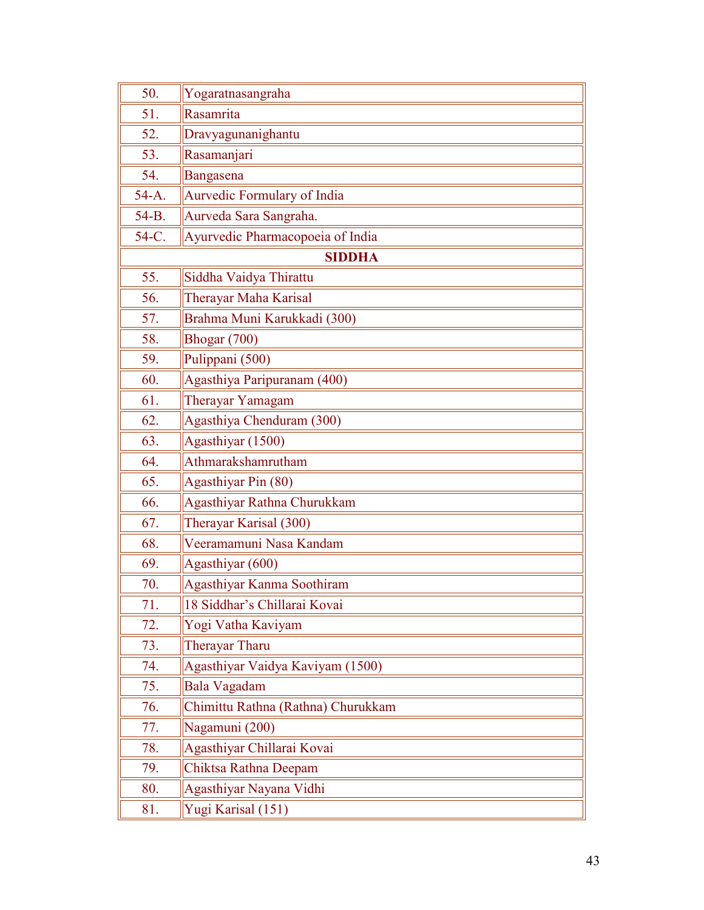| | |
|---|---|
| 50. | Yogaratnasangraha |
| 51. | Rasamrita |
| 52. | Dravyagunanighantu |
| 53. | Rasamanjari |
| 54. | Bangasena |
| 54-A. | Aurvedic Formulary of India |
| 54-B. | Aurveda Sara Sangraha. |
| 54-C. | Ayurvedic Pharmacopoeia of India |
| **SIDDHA** | |
| 55. | Siddha Vaidya Thirattu |
| 56. | Therayar Maha Karisal |
| 57. | Brahma Muni Karukkadi (300) |
| 58. | Bhogar (700) |
| 59. | Pulippani (500) |
| 60. | Agasthiya Paripuranam (400) |
| 61. | Therayar Yamagam |
| 62. | Agasthiya Chenduram (300) |
| 63. | Agasthiyar (1500) |
| 64. | Athmarakshamrutham |
| 65. | Agasthiyar Pin (80) |
| 66. | Agasthiyar Rathna Churukkam |
| 67. | Therayar Karisal (300) |
| 68. | Veeramamuni Nasa Kandam |
| 69. | Agasthiyar (600) |
| 70. | Agasthiyar Kanma Soothiram |
| 71. | 18 Siddhar's Chillarai Kovai |
| 72. | Yogi Vatha Kaviyam |
| 73. | Therayar Tharu |
| 74. | Agasthiyar Vaidya Kaviyam (1500) |
| 75. | Bala Vagadam |
| 76. | Chimittu Rathna (Rathna) Churukkam |
| 77. | Nagamuni (200) |
| 78. | Agasthiyar Chillarai Kovai |
| 79. | Chiktsa Rathna Deepam |
| 80. | Agasthiyar Nayana Vidhi |
| 81. | Yugi Karisal (151) |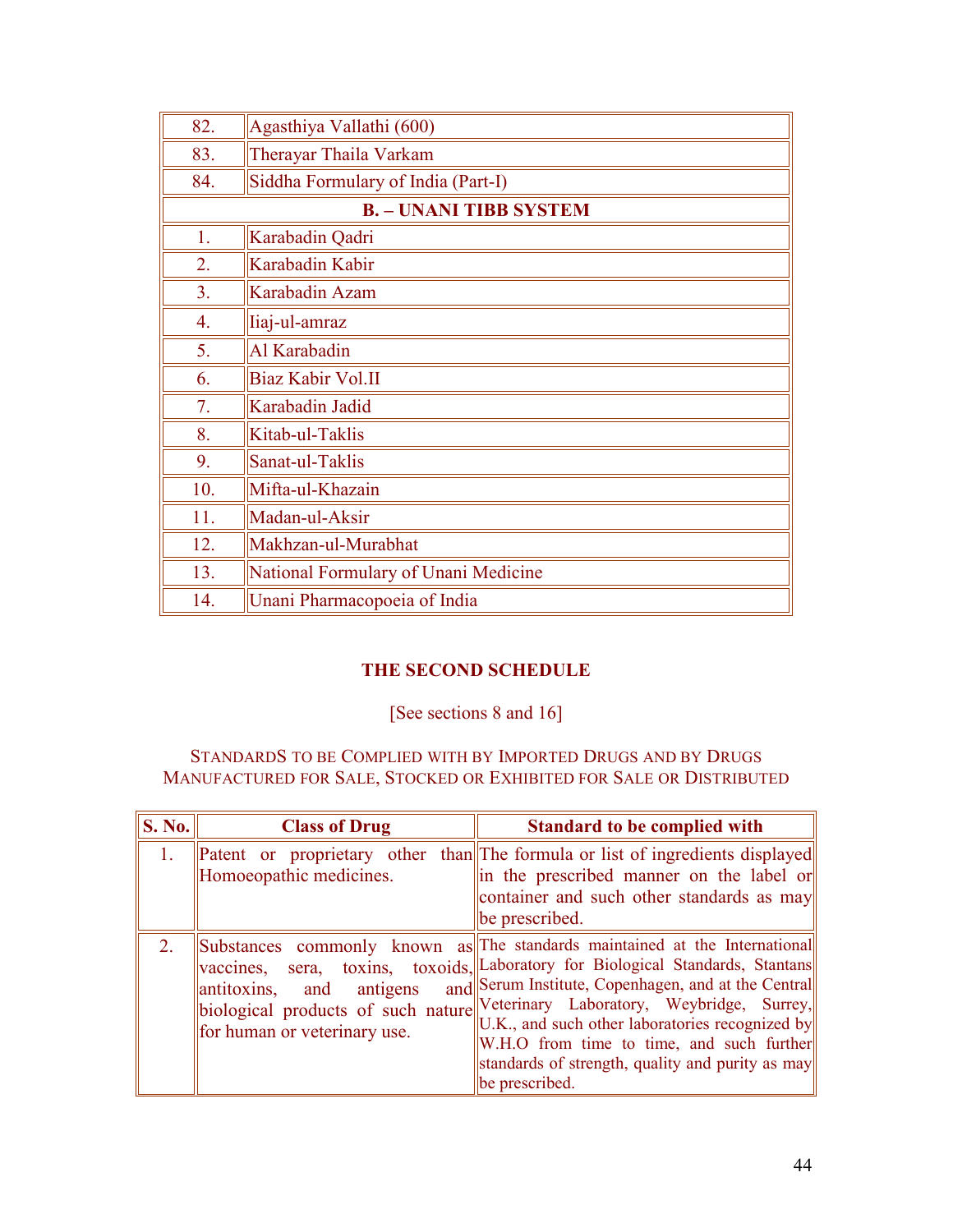| | |
|---|---|
| 82. | Agasthiya Vallathi (600) |
| 83. | Therayar Thaila Varkam |
| 84. | Siddha Formulary of India (Part-I) |
| **B. – UNANI TIBB SYSTEM** | |
| 1. | Karabadin Qadri |
| 2. | Karabadin Kabir |
| 3. | Karabadin Azam |
| 4. | Iiaj-ul-amraz |
| 5. | Al Karabadin |
| 6. | Biaz Kabir Vol.II |
| 7. | Karabadin Jadid |
| 8. | Kitab-ul-Taklis |
| 9. | Sanat-ul-Taklis |
| 10. | Mifta-ul-Khazain |
| 11. | Madan-ul-Aksir |
| 12. | Makhzan-ul-Murabhat |
| 13. | National Formulary of Unani Medicine |
| 14. | Unani Pharmacopoeia of India |

## THE SECOND SCHEDULE

[See sections 8 and 16]

### STANDARDS TO BE COMPLIED WITH BY IMPORTED DRUGS AND BY DRUGS MANUFACTURED FOR SALE, STOCKED OR EXHIBITED FOR SALE OR DISTRIBUTED

| S. No. | Class of Drug | Standard to be complied with |
|---|---|---|
| 1. | Patent or proprietary other than Homoeopathic medicines. | The formula or list of ingredients displayed in the prescribed manner on the label or container and such other standards as may be prescribed. |
| 2. | Substances commonly known as vaccines, sera, toxins, toxoids, antitoxins, and antigens and biological products of such nature for human or veterinary use. | The standards maintained at the International Laboratory for Biological Standards, Stantans Serum Institute, Copenhagen, and at the Central Veterinary Laboratory, Weybridge, Surrey, U.K., and such other laboratories recognized by W.H.O from time to time, and such further standards of strength, quality and purity as may be prescribed. |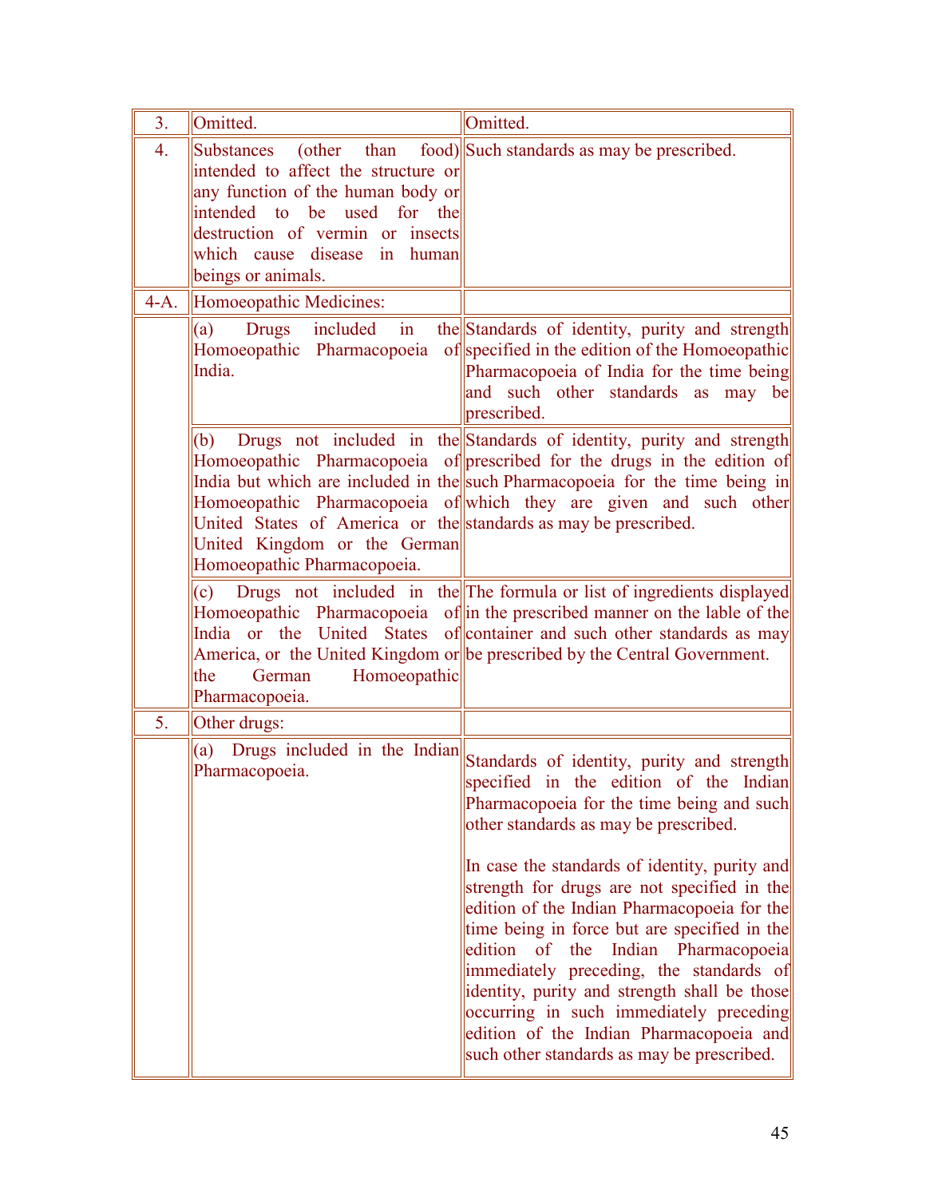| | | |
|---|---|---|
| 3. | Omitted. | Omitted. |
| 4. | Substances (other than food) intended to affect the structure or any function of the human body or intended to be used for the destruction of vermin or insects which cause disease in human beings or animals. | Such standards as may be prescribed. |
| 4-A. | Homoeopathic Medicines: | |
| | (a) Drugs included in the Homoeopathic Pharmacopoeia of India. | Standards of identity, purity and strength specified in the edition of the Homoeopathic Pharmacopoeia of India for the time being and such other standards as may be prescribed. |
| | (b) Drugs not included in the Homoeopathic Pharmacopoeia of India but which are included in the Homoeopathic Pharmacopoeia of United States of America or the United Kingdom or the German Homoeopathic Pharmacopoeia. | Standards of identity, purity and strength prescribed for the drugs in the edition of such Pharmacopoeia for the time being in which they are given and such other standards as may be prescribed. |
| | (c) Drugs not included in the Homoeopathic Pharmacopoeia of India or the United States of America, or the United Kingdom or the German Homoeopathic Pharmacopoeia. | The formula or list of ingredients displayed in the prescribed manner on the lable of the container and such other standards as may be prescribed by the Central Government. |
| 5. | Other drugs: | |
| | (a) Drugs included in the Indian Pharmacopoeia. | Standards of identity, purity and strength specified in the edition of the Indian Pharmacopoeia for the time being and such other standards as may be prescribed.<br><br>In case the standards of identity, purity and strength for drugs are not specified in the edition of the Indian Pharmacopoeia for the time being in force but are specified in the edition of the Indian Pharmacopoeia immediately preceding, the standards of identity, purity and strength shall be those occurring in such immediately preceding edition of the Indian Pharmacopoeia and such other standards as may be prescribed. |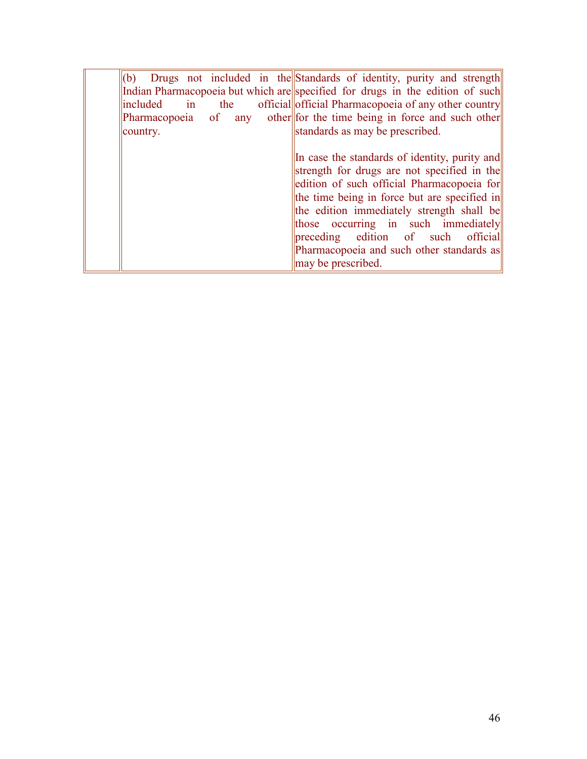| | | |
|---|---|---|
| | (b) Drugs not included in the Indian Pharmacopoeia but which are included in the official Pharmacopoeia of any other country. | Standards of identity, purity and strength specified for drugs in the edition of such official Pharmacopoeia of any other country for the time being in force and such other standards as may be prescribed.<br><br>In case the standards of identity, purity and strength for drugs are not specified in the edition of such official Pharmacopoeia for the time being in force but are specified in the edition immediately strength shall be those occurring in such immediately preceding edition of such official Pharmacopoeia and such other standards as may be prescribed. |